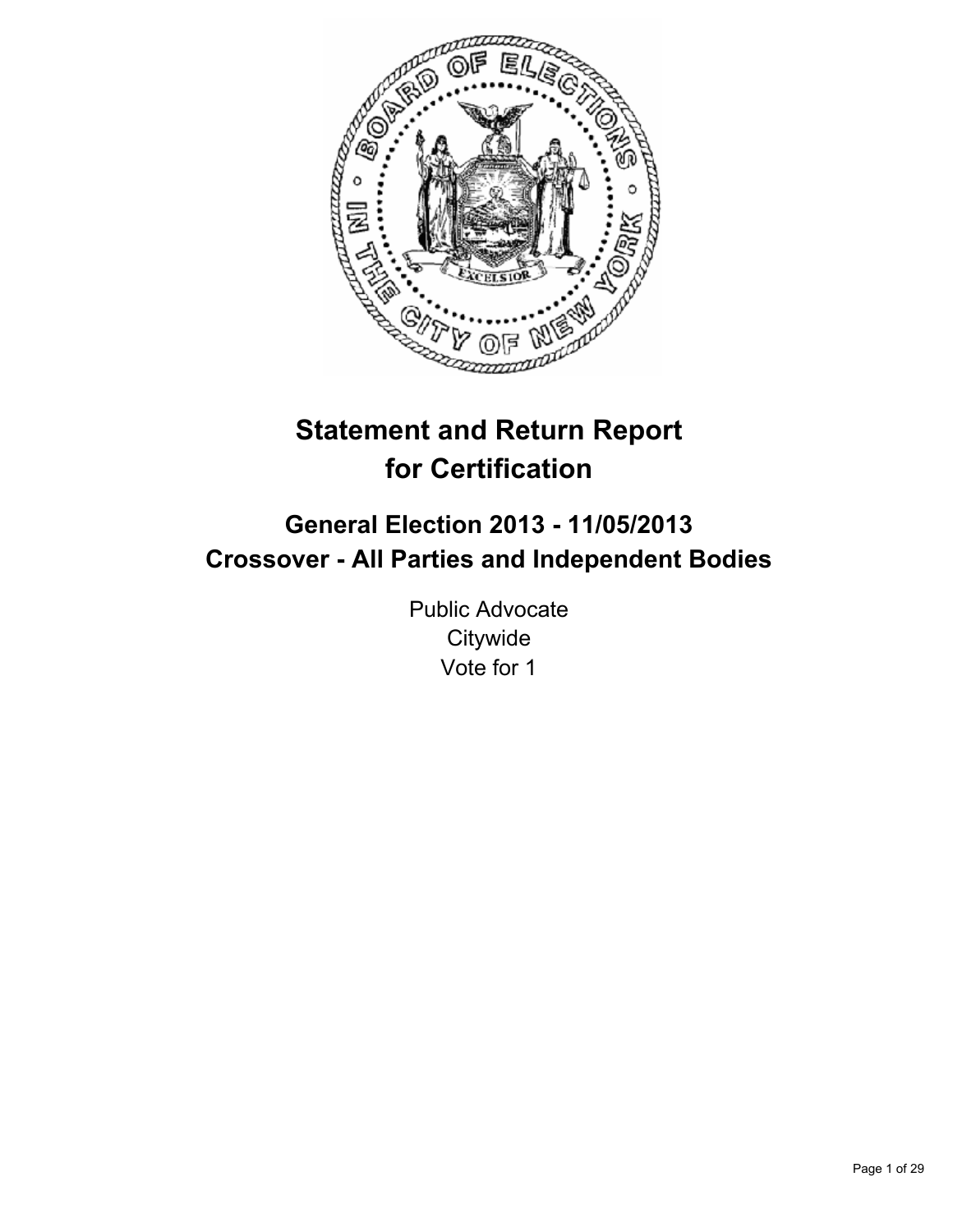# Statement and Return Report for Certification

## General Election 2013 - 11/05/2013
## Crossover - All Parties and Independent Bodies

Public Advocate
Citywide
Vote for 1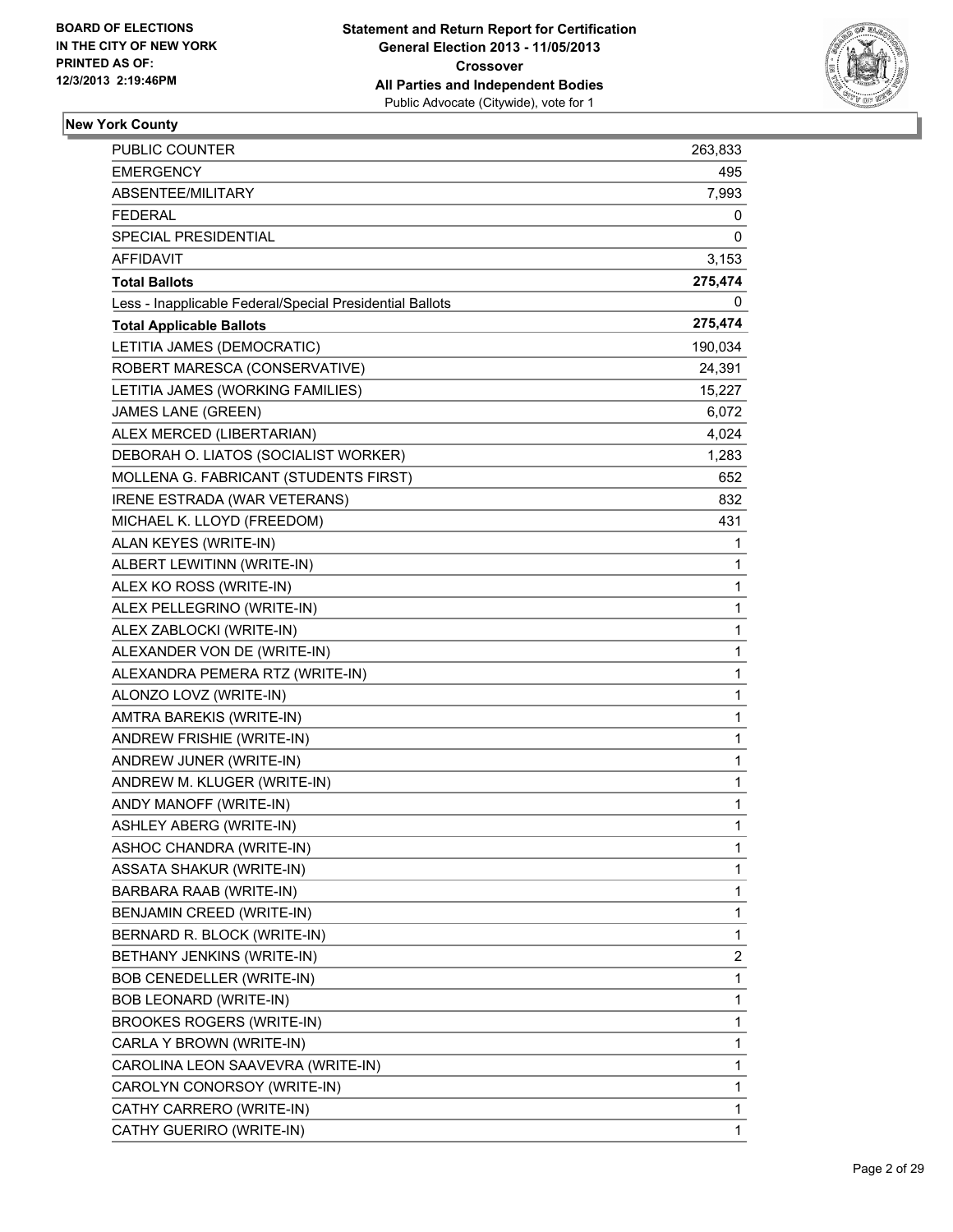BOARD OF ELECTIONS
IN THE CITY OF NEW YORK
PRINTED AS OF:
12/3/2013 2:19:46PM

**Statement and Return Report for Certification**
**General Election 2013 - 11/05/2013**
**Crossover**
**All Parties and Independent Bodies**
Public Advocate (Citywide), vote for 1

### New York County

| | |
|---|---|
| PUBLIC COUNTER | 263,833 |
| EMERGENCY | 495 |
| ABSENTEE/MILITARY | 7,993 |
| FEDERAL | 0 |
| SPECIAL PRESIDENTIAL | 0 |
| AFFIDAVIT | 3,153 |
| **Total Ballots** | **275,474** |
| Less - Inapplicable Federal/Special Presidential Ballots | 0 |
| **Total Applicable Ballots** | **275,474** |
| LETITIA JAMES (DEMOCRATIC) | 190,034 |
| ROBERT MARESCA (CONSERVATIVE) | 24,391 |
| LETITIA JAMES (WORKING FAMILIES) | 15,227 |
| JAMES LANE (GREEN) | 6,072 |
| ALEX MERCED (LIBERTARIAN) | 4,024 |
| DEBORAH O. LIATOS (SOCIALIST WORKER) | 1,283 |
| MOLLENA G. FABRICANT (STUDENTS FIRST) | 652 |
| IRENE ESTRADA (WAR VETERANS) | 832 |
| MICHAEL K. LLOYD (FREEDOM) | 431 |
| ALAN KEYES (WRITE-IN) | 1 |
| ALBERT LEWITINN (WRITE-IN) | 1 |
| ALEX KO ROSS (WRITE-IN) | 1 |
| ALEX PELLEGRINO (WRITE-IN) | 1 |
| ALEX ZABLOCKI (WRITE-IN) | 1 |
| ALEXANDER VON DE (WRITE-IN) | 1 |
| ALEXANDRA PEMERA RTZ (WRITE-IN) | 1 |
| ALONZO LOVZ (WRITE-IN) | 1 |
| AMTRA BAREKIS (WRITE-IN) | 1 |
| ANDREW FRISHIE (WRITE-IN) | 1 |
| ANDREW JUNER (WRITE-IN) | 1 |
| ANDREW M. KLUGER (WRITE-IN) | 1 |
| ANDY MANOFF (WRITE-IN) | 1 |
| ASHLEY ABERG (WRITE-IN) | 1 |
| ASHOC CHANDRA (WRITE-IN) | 1 |
| ASSATA SHAKUR (WRITE-IN) | 1 |
| BARBARA RAAB (WRITE-IN) | 1 |
| BENJAMIN CREED (WRITE-IN) | 1 |
| BERNARD R. BLOCK (WRITE-IN) | 1 |
| BETHANY JENKINS (WRITE-IN) | 2 |
| BOB CENEDELLER (WRITE-IN) | 1 |
| BOB LEONARD (WRITE-IN) | 1 |
| BROOKES ROGERS (WRITE-IN) | 1 |
| CARLA Y BROWN (WRITE-IN) | 1 |
| CAROLINA LEON SAAVEVRA (WRITE-IN) | 1 |
| CAROLYN CONORSOY (WRITE-IN) | 1 |
| CATHY CARRERO (WRITE-IN) | 1 |
| CATHY GUERIRO (WRITE-IN) | 1 |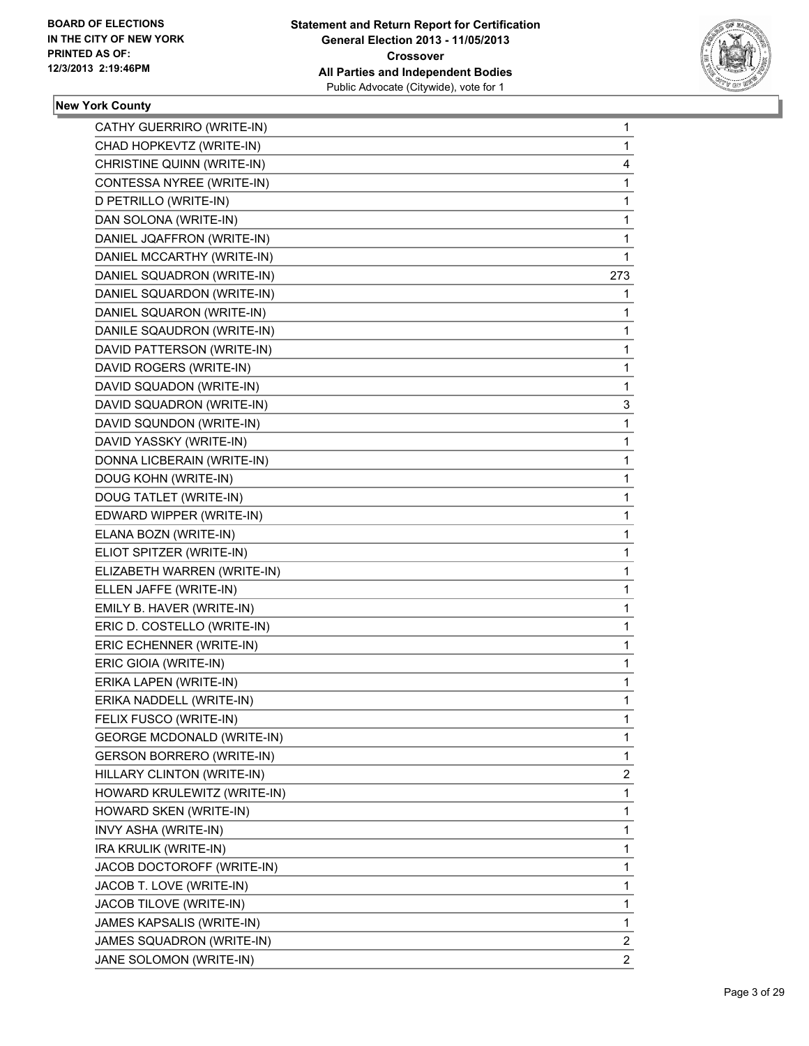**BOARD OF ELECTIONS IN THE CITY OF NEW YORK PRINTED AS OF: 12/3/2013 2:19:46PM**

**Statement and Return Report for Certification General Election 2013 - 11/05/2013 Crossover All Parties and Independent Bodies**

Public Advocate (Citywide), vote for 1

**New York County**

| | |
|---|---|
| CATHY GUERRIRO (WRITE-IN) | 1 |
| CHAD HOPKEVTZ (WRITE-IN) | 1 |
| CHRISTINE QUINN (WRITE-IN) | 4 |
| CONTESSA NYREE (WRITE-IN) | 1 |
| D PETRILLO (WRITE-IN) | 1 |
| DAN SOLONA (WRITE-IN) | 1 |
| DANIEL JQAFFRON (WRITE-IN) | 1 |
| DANIEL MCCARTHY (WRITE-IN) | 1 |
| DANIEL SQUADRON (WRITE-IN) | 273 |
| DANIEL SQUARDON (WRITE-IN) | 1 |
| DANIEL SQUARON (WRITE-IN) | 1 |
| DANILE SQAUDRON (WRITE-IN) | 1 |
| DAVID PATTERSON (WRITE-IN) | 1 |
| DAVID ROGERS (WRITE-IN) | 1 |
| DAVID SQUADON (WRITE-IN) | 1 |
| DAVID SQUADRON (WRITE-IN) | 3 |
| DAVID SQUNDON (WRITE-IN) | 1 |
| DAVID YASSKY (WRITE-IN) | 1 |
| DONNA LICBERAIN (WRITE-IN) | 1 |
| DOUG KOHN (WRITE-IN) | 1 |
| DOUG TATLET (WRITE-IN) | 1 |
| EDWARD WIPPER (WRITE-IN) | 1 |
| ELANA BOZN (WRITE-IN) | 1 |
| ELIOT SPITZER (WRITE-IN) | 1 |
| ELIZABETH WARREN (WRITE-IN) | 1 |
| ELLEN JAFFE (WRITE-IN) | 1 |
| EMILY B. HAVER (WRITE-IN) | 1 |
| ERIC D. COSTELLO (WRITE-IN) | 1 |
| ERIC ECHENNER (WRITE-IN) | 1 |
| ERIC GIOIA (WRITE-IN) | 1 |
| ERIKA LAPEN (WRITE-IN) | 1 |
| ERIKA NADDELL (WRITE-IN) | 1 |
| FELIX FUSCO (WRITE-IN) | 1 |
| GEORGE MCDONALD (WRITE-IN) | 1 |
| GERSON BORRERO (WRITE-IN) | 1 |
| HILLARY CLINTON (WRITE-IN) | 2 |
| HOWARD KRULEWITZ (WRITE-IN) | 1 |
| HOWARD SKEN (WRITE-IN) | 1 |
| INVY ASHA (WRITE-IN) | 1 |
| IRA KRULIK (WRITE-IN) | 1 |
| JACOB DOCTOROFF (WRITE-IN) | 1 |
| JACOB T. LOVE (WRITE-IN) | 1 |
| JACOB TILOVE (WRITE-IN) | 1 |
| JAMES KAPSALIS (WRITE-IN) | 1 |
| JAMES SQUADRON (WRITE-IN) | 2 |
| JANE SOLOMON (WRITE-IN) | 2 |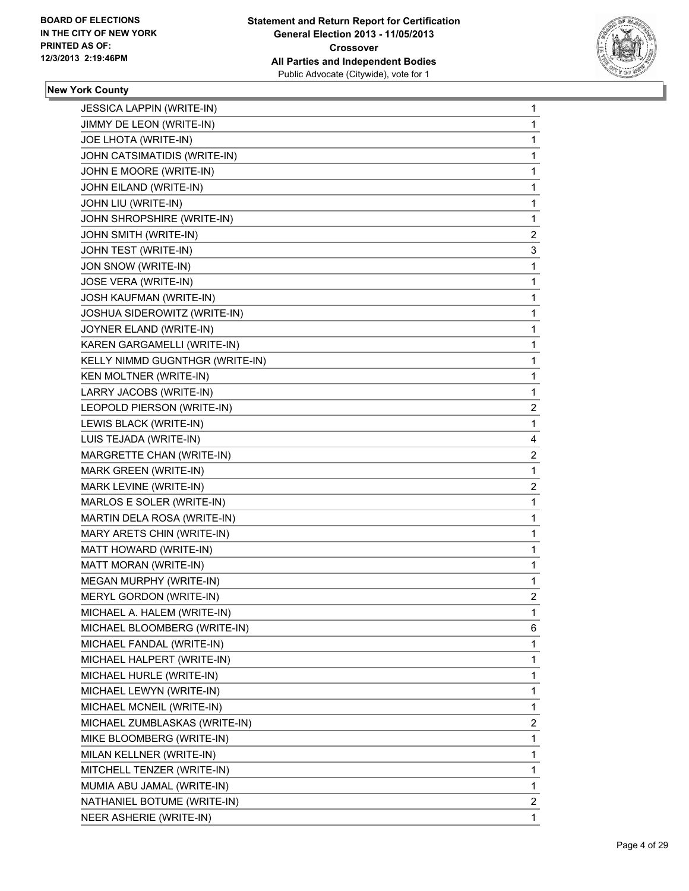## New York County

| Candidate | Votes |
|---|---|
| JESSICA LAPPIN (WRITE-IN) | 1 |
| JIMMY DE LEON (WRITE-IN) | 1 |
| JOE LHOTA (WRITE-IN) | 1 |
| JOHN CATSIMATIDIS (WRITE-IN) | 1 |
| JOHN E MOORE (WRITE-IN) | 1 |
| JOHN EILAND (WRITE-IN) | 1 |
| JOHN LIU (WRITE-IN) | 1 |
| JOHN SHROPSHIRE (WRITE-IN) | 1 |
| JOHN SMITH (WRITE-IN) | 2 |
| JOHN TEST (WRITE-IN) | 3 |
| JON SNOW (WRITE-IN) | 1 |
| JOSE VERA (WRITE-IN) | 1 |
| JOSH KAUFMAN (WRITE-IN) | 1 |
| JOSHUA SIDEROWITZ (WRITE-IN) | 1 |
| JOYNER ELAND (WRITE-IN) | 1 |
| KAREN GARGAMELLI (WRITE-IN) | 1 |
| KELLY NIMMD GUGNTHGR (WRITE-IN) | 1 |
| KEN MOLTNER (WRITE-IN) | 1 |
| LARRY JACOBS (WRITE-IN) | 1 |
| LEOPOLD PIERSON (WRITE-IN) | 2 |
| LEWIS BLACK (WRITE-IN) | 1 |
| LUIS TEJADA (WRITE-IN) | 4 |
| MARGRETTE CHAN (WRITE-IN) | 2 |
| MARK GREEN (WRITE-IN) | 1 |
| MARK LEVINE (WRITE-IN) | 2 |
| MARLOS E SOLER (WRITE-IN) | 1 |
| MARTIN DELA ROSA (WRITE-IN) | 1 |
| MARY ARETS CHIN (WRITE-IN) | 1 |
| MATT HOWARD (WRITE-IN) | 1 |
| MATT MORAN (WRITE-IN) | 1 |
| MEGAN MURPHY (WRITE-IN) | 1 |
| MERYL GORDON (WRITE-IN) | 2 |
| MICHAEL A. HALEM (WRITE-IN) | 1 |
| MICHAEL BLOOMBERG (WRITE-IN) | 6 |
| MICHAEL FANDAL (WRITE-IN) | 1 |
| MICHAEL HALPERT (WRITE-IN) | 1 |
| MICHAEL HURLE (WRITE-IN) | 1 |
| MICHAEL LEWYN (WRITE-IN) | 1 |
| MICHAEL MCNEIL (WRITE-IN) | 1 |
| MICHAEL ZUMBLASKAS (WRITE-IN) | 2 |
| MIKE BLOOMBERG (WRITE-IN) | 1 |
| MILAN KELLNER (WRITE-IN) | 1 |
| MITCHELL TENZER (WRITE-IN) | 1 |
| MUMIA ABU JAMAL (WRITE-IN) | 1 |
| NATHANIEL BOTUME (WRITE-IN) | 2 |
| NEER ASHERIE (WRITE-IN) | 1 |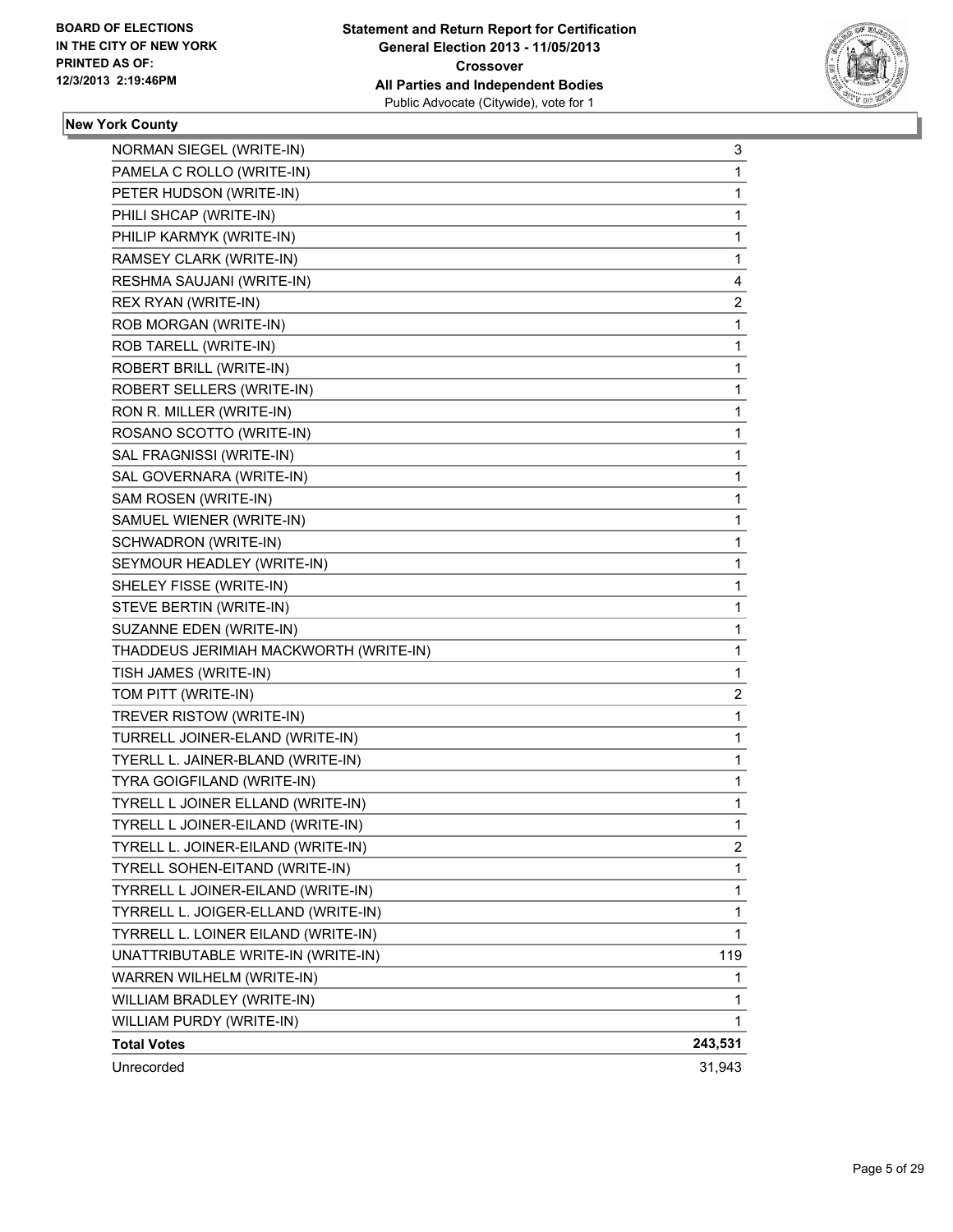**BOARD OF ELECTIONS IN THE CITY OF NEW YORK PRINTED AS OF: 12/3/2013 2:19:46PM**

**Statement and Return Report for Certification General Election 2013 - 11/05/2013 Crossover All Parties and Independent Bodies**
Public Advocate (Citywide), vote for 1

**New York County**

| | |
|---|---|
| NORMAN SIEGEL (WRITE-IN) | 3 |
| PAMELA C ROLLO (WRITE-IN) | 1 |
| PETER HUDSON (WRITE-IN) | 1 |
| PHILI SHCAP (WRITE-IN) | 1 |
| PHILIP KARMYK (WRITE-IN) | 1 |
| RAMSEY CLARK (WRITE-IN) | 1 |
| RESHMA SAUJANI (WRITE-IN) | 4 |
| REX RYAN (WRITE-IN) | 2 |
| ROB MORGAN (WRITE-IN) | 1 |
| ROB TARELL (WRITE-IN) | 1 |
| ROBERT BRILL (WRITE-IN) | 1 |
| ROBERT SELLERS (WRITE-IN) | 1 |
| RON R. MILLER (WRITE-IN) | 1 |
| ROSANO SCOTTO (WRITE-IN) | 1 |
| SAL FRAGNISSI (WRITE-IN) | 1 |
| SAL GOVERNARA (WRITE-IN) | 1 |
| SAM ROSEN (WRITE-IN) | 1 |
| SAMUEL WIENER (WRITE-IN) | 1 |
| SCHWADRON (WRITE-IN) | 1 |
| SEYMOUR HEADLEY (WRITE-IN) | 1 |
| SHELEY FISSE (WRITE-IN) | 1 |
| STEVE BERTIN (WRITE-IN) | 1 |
| SUZANNE EDEN (WRITE-IN) | 1 |
| THADDEUS JERIMIAH MACKWORTH (WRITE-IN) | 1 |
| TISH JAMES (WRITE-IN) | 1 |
| TOM PITT (WRITE-IN) | 2 |
| TREVER RISTOW (WRITE-IN) | 1 |
| TURRELL JOINER-ELAND (WRITE-IN) | 1 |
| TYERLL L. JAINER-BLAND (WRITE-IN) | 1 |
| TYRA GOIGFILAND (WRITE-IN) | 1 |
| TYRELL L JOINER ELLAND (WRITE-IN) | 1 |
| TYRELL L JOINER-EILAND (WRITE-IN) | 1 |
| TYRELL L. JOINER-EILAND (WRITE-IN) | 2 |
| TYRELL SOHEN-EITAND (WRITE-IN) | 1 |
| TYRRELL L JOINER-EILAND (WRITE-IN) | 1 |
| TYRRELL L. JOIGER-ELLAND (WRITE-IN) | 1 |
| TYRRELL L. LOINER EILAND (WRITE-IN) | 1 |
| UNATTRIBUTABLE WRITE-IN (WRITE-IN) | 119 |
| WARREN WILHELM (WRITE-IN) | 1 |
| WILLIAM BRADLEY (WRITE-IN) | 1 |
| WILLIAM PURDY (WRITE-IN) | 1 |
| **Total Votes** | **243,531** |
| Unrecorded | 31,943 |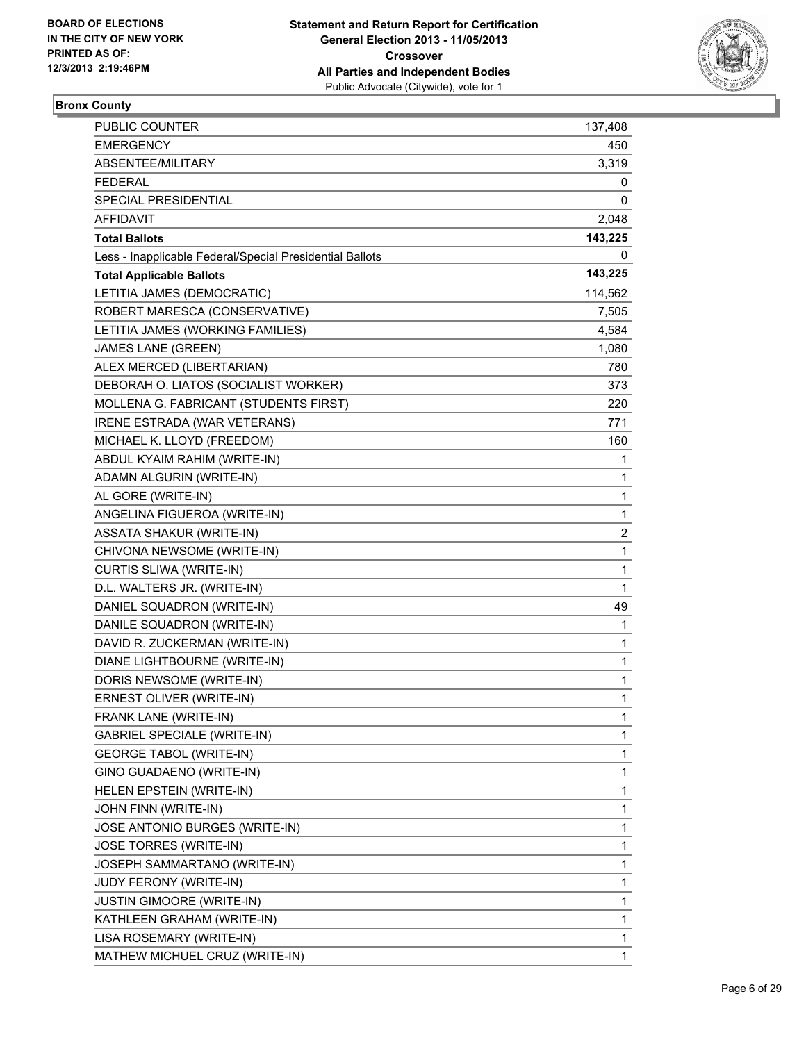BOARD OF ELECTIONS
IN THE CITY OF NEW YORK
PRINTED AS OF:
12/3/2013 2:19:46PM

**Statement and Return Report for Certification**
**General Election 2013 - 11/05/2013**
**Crossover**
**All Parties and Independent Bodies**
Public Advocate (Citywide), vote for 1

## Bronx County

| | |
|---|---|
| PUBLIC COUNTER | 137,408 |
| EMERGENCY | 450 |
| ABSENTEE/MILITARY | 3,319 |
| FEDERAL | 0 |
| SPECIAL PRESIDENTIAL | 0 |
| AFFIDAVIT | 2,048 |
| **Total Ballots** | **143,225** |
| Less - Inapplicable Federal/Special Presidential Ballots | 0 |
| **Total Applicable Ballots** | **143,225** |
| LETITIA JAMES (DEMOCRATIC) | 114,562 |
| ROBERT MARESCA (CONSERVATIVE) | 7,505 |
| LETITIA JAMES (WORKING FAMILIES) | 4,584 |
| JAMES LANE (GREEN) | 1,080 |
| ALEX MERCED (LIBERTARIAN) | 780 |
| DEBORAH O. LIATOS (SOCIALIST WORKER) | 373 |
| MOLLENA G. FABRICANT (STUDENTS FIRST) | 220 |
| IRENE ESTRADA (WAR VETERANS) | 771 |
| MICHAEL K. LLOYD (FREEDOM) | 160 |
| ABDUL KYAIM RAHIM (WRITE-IN) | 1 |
| ADAMN ALGURIN (WRITE-IN) | 1 |
| AL GORE (WRITE-IN) | 1 |
| ANGELINA FIGUEROA (WRITE-IN) | 1 |
| ASSATA SHAKUR (WRITE-IN) | 2 |
| CHIVONA NEWSOME (WRITE-IN) | 1 |
| CURTIS SLIWA (WRITE-IN) | 1 |
| D.L. WALTERS JR. (WRITE-IN) | 1 |
| DANIEL SQUADRON (WRITE-IN) | 49 |
| DANILE SQUADRON (WRITE-IN) | 1 |
| DAVID R. ZUCKERMAN (WRITE-IN) | 1 |
| DIANE LIGHTBOURNE (WRITE-IN) | 1 |
| DORIS NEWSOME (WRITE-IN) | 1 |
| ERNEST OLIVER (WRITE-IN) | 1 |
| FRANK LANE (WRITE-IN) | 1 |
| GABRIEL SPECIALE (WRITE-IN) | 1 |
| GEORGE TABOL (WRITE-IN) | 1 |
| GINO GUADAENO (WRITE-IN) | 1 |
| HELEN EPSTEIN (WRITE-IN) | 1 |
| JOHN FINN (WRITE-IN) | 1 |
| JOSE ANTONIO BURGES (WRITE-IN) | 1 |
| JOSE TORRES (WRITE-IN) | 1 |
| JOSEPH SAMMARTANO (WRITE-IN) | 1 |
| JUDY FERONY (WRITE-IN) | 1 |
| JUSTIN GIMOORE (WRITE-IN) | 1 |
| KATHLEEN GRAHAM (WRITE-IN) | 1 |
| LISA ROSEMARY (WRITE-IN) | 1 |
| MATHEW MICHUEL CRUZ (WRITE-IN) | 1 |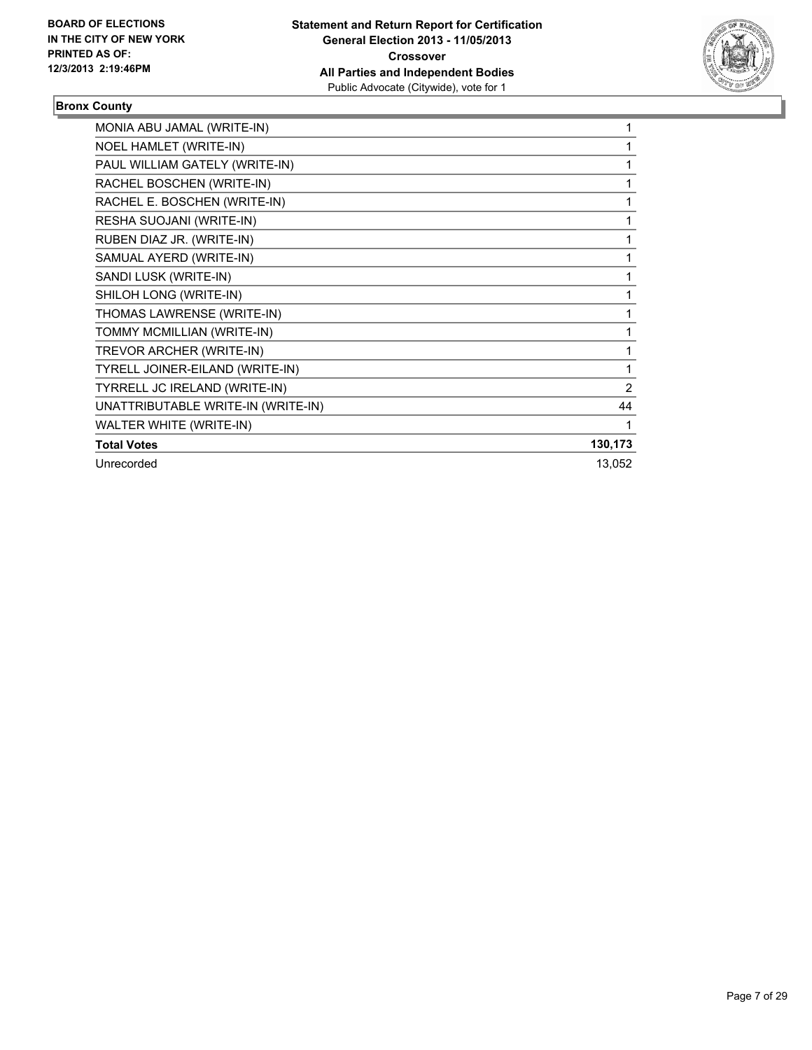**Statement and Return Report for Certification**
**General Election 2013 - 11/05/2013**
**Crossover**
**All Parties and Independent Bodies**
Public Advocate (Citywide), vote for 1

**BOARD OF ELECTIONS IN THE CITY OF NEW YORK PRINTED AS OF: 12/3/2013 2:19:46PM**

## Bronx County

| Candidate | Votes |
|---|---|
| MONIA ABU JAMAL (WRITE-IN) | 1 |
| NOEL HAMLET (WRITE-IN) | 1 |
| PAUL WILLIAM GATELY (WRITE-IN) | 1 |
| RACHEL BOSCHEN (WRITE-IN) | 1 |
| RACHEL E. BOSCHEN (WRITE-IN) | 1 |
| RESHA SUOJANI (WRITE-IN) | 1 |
| RUBEN DIAZ JR. (WRITE-IN) | 1 |
| SAMUAL AYERD (WRITE-IN) | 1 |
| SANDI LUSK (WRITE-IN) | 1 |
| SHILOH LONG (WRITE-IN) | 1 |
| THOMAS LAWRENSE (WRITE-IN) | 1 |
| TOMMY MCMILLIAN (WRITE-IN) | 1 |
| TREVOR ARCHER (WRITE-IN) | 1 |
| TYRELL JOINER-EILAND (WRITE-IN) | 1 |
| TYRRELL JC IRELAND (WRITE-IN) | 2 |
| UNATTRIBUTABLE WRITE-IN (WRITE-IN) | 44 |
| WALTER WHITE (WRITE-IN) | 1 |
| **Total Votes** | **130,173** |
| Unrecorded | 13,052 |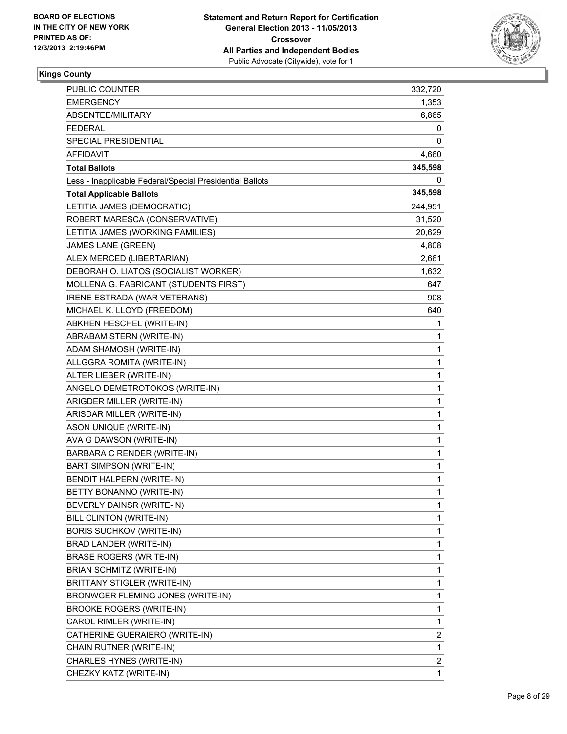**BOARD OF ELECTIONS IN THE CITY OF NEW YORK PRINTED AS OF: 12/3/2013 2:19:46PM**

**Statement and Return Report for Certification General Election 2013 - 11/05/2013 Crossover All Parties and Independent Bodies**
Public Advocate (Citywide), vote for 1

**Kings County**

| | |
|---|---|
| PUBLIC COUNTER | 332,720 |
| EMERGENCY | 1,353 |
| ABSENTEE/MILITARY | 6,865 |
| FEDERAL | 0 |
| SPECIAL PRESIDENTIAL | 0 |
| AFFIDAVIT | 4,660 |
| **Total Ballots** | **345,598** |
| Less - Inapplicable Federal/Special Presidential Ballots | 0 |
| **Total Applicable Ballots** | **345,598** |
| LETITIA JAMES (DEMOCRATIC) | 244,951 |
| ROBERT MARESCA (CONSERVATIVE) | 31,520 |
| LETITIA JAMES (WORKING FAMILIES) | 20,629 |
| JAMES LANE (GREEN) | 4,808 |
| ALEX MERCED (LIBERTARIAN) | 2,661 |
| DEBORAH O. LIATOS (SOCIALIST WORKER) | 1,632 |
| MOLLENA G. FABRICANT (STUDENTS FIRST) | 647 |
| IRENE ESTRADA (WAR VETERANS) | 908 |
| MICHAEL K. LLOYD (FREEDOM) | 640 |
| ABKHEN HESCHEL (WRITE-IN) | 1 |
| ABRABAM STERN (WRITE-IN) | 1 |
| ADAM SHAMOSH (WRITE-IN) | 1 |
| ALLGGRA ROMITA (WRITE-IN) | 1 |
| ALTER LIEBER (WRITE-IN) | 1 |
| ANGELO DEMETROTOKOS (WRITE-IN) | 1 |
| ARIGDER MILLER (WRITE-IN) | 1 |
| ARISDAR MILLER (WRITE-IN) | 1 |
| ASON UNIQUE (WRITE-IN) | 1 |
| AVA G DAWSON (WRITE-IN) | 1 |
| BARBARA C RENDER (WRITE-IN) | 1 |
| BART SIMPSON (WRITE-IN) | 1 |
| BENDIT HALPERN (WRITE-IN) | 1 |
| BETTY BONANNO (WRITE-IN) | 1 |
| BEVERLY DAINSR (WRITE-IN) | 1 |
| BILL CLINTON (WRITE-IN) | 1 |
| BORIS SUCHKOV (WRITE-IN) | 1 |
| BRAD LANDER (WRITE-IN) | 1 |
| BRASE ROGERS (WRITE-IN) | 1 |
| BRIAN SCHMITZ (WRITE-IN) | 1 |
| BRITTANY STIGLER (WRITE-IN) | 1 |
| BRONWGER FLEMING JONES (WRITE-IN) | 1 |
| BROOKE ROGERS (WRITE-IN) | 1 |
| CAROL RIMLER (WRITE-IN) | 1 |
| CATHERINE GUERAIERO (WRITE-IN) | 2 |
| CHAIN RUTNER (WRITE-IN) | 1 |
| CHARLES HYNES (WRITE-IN) | 2 |
| CHEZKY KATZ (WRITE-IN) | 1 |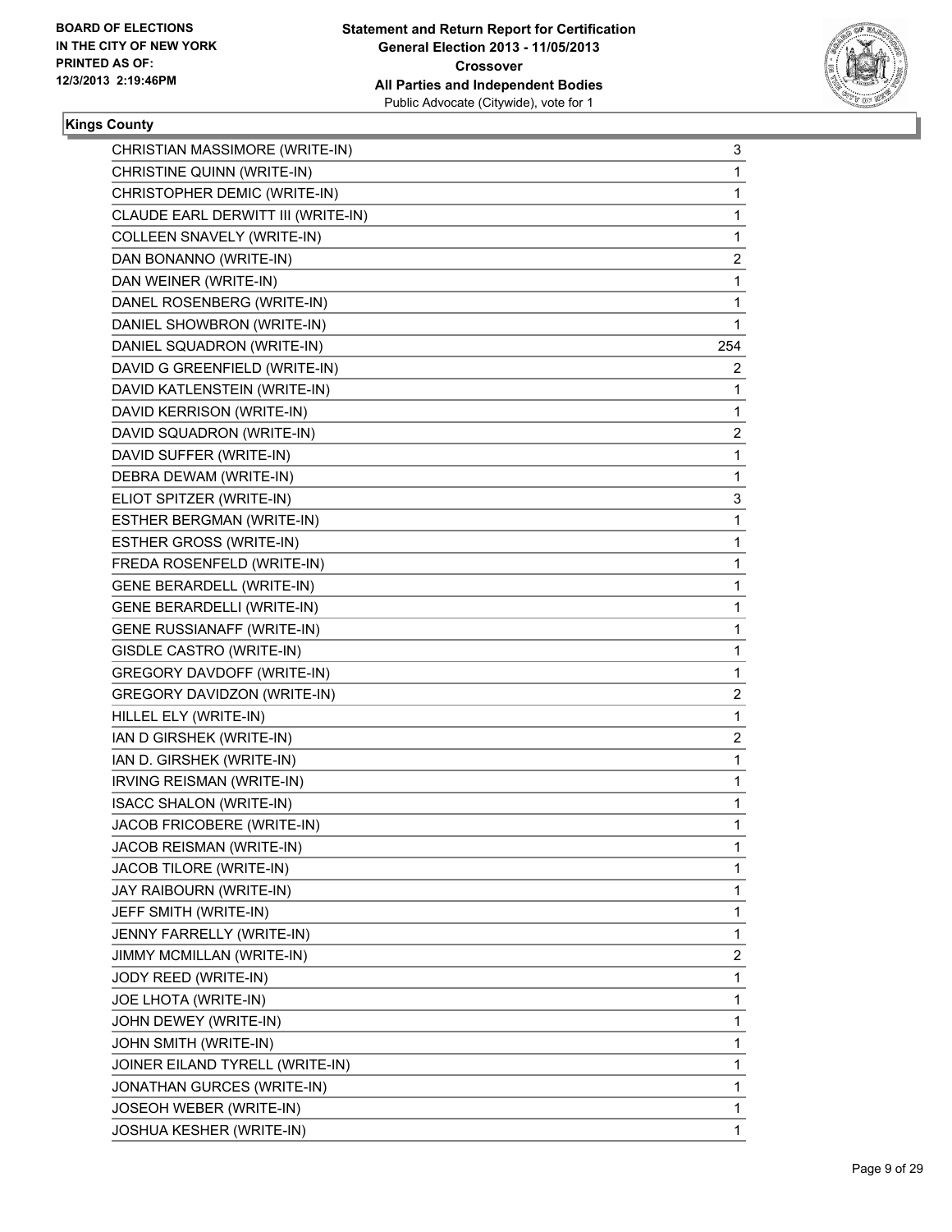BOARD OF ELECTIONS
IN THE CITY OF NEW YORK
PRINTED AS OF:
12/3/2013 2:19:46PM

**Statement and Return Report for Certification**
**General Election 2013 - 11/05/2013**
**Crossover**
**All Parties and Independent Bodies**
Public Advocate (Citywide), vote for 1

**Kings County**

| | |
|---|---|
| CHRISTIAN MASSIMORE (WRITE-IN) | 3 |
| CHRISTINE QUINN (WRITE-IN) | 1 |
| CHRISTOPHER DEMIC (WRITE-IN) | 1 |
| CLAUDE EARL DERWITT III (WRITE-IN) | 1 |
| COLLEEN SNAVELY (WRITE-IN) | 1 |
| DAN BONANNO (WRITE-IN) | 2 |
| DAN WEINER (WRITE-IN) | 1 |
| DANEL ROSENBERG (WRITE-IN) | 1 |
| DANIEL SHOWBRON (WRITE-IN) | 1 |
| DANIEL SQUADRON (WRITE-IN) | 254 |
| DAVID G GREENFIELD (WRITE-IN) | 2 |
| DAVID KATLENSTEIN (WRITE-IN) | 1 |
| DAVID KERRISON (WRITE-IN) | 1 |
| DAVID SQUADRON (WRITE-IN) | 2 |
| DAVID SUFFER (WRITE-IN) | 1 |
| DEBRA DEWAM (WRITE-IN) | 1 |
| ELIOT SPITZER (WRITE-IN) | 3 |
| ESTHER BERGMAN (WRITE-IN) | 1 |
| ESTHER GROSS (WRITE-IN) | 1 |
| FREDA ROSENFELD (WRITE-IN) | 1 |
| GENE BERARDELL (WRITE-IN) | 1 |
| GENE BERARDELLI (WRITE-IN) | 1 |
| GENE RUSSIANAFF (WRITE-IN) | 1 |
| GISDLE CASTRO (WRITE-IN) | 1 |
| GREGORY DAVDOFF (WRITE-IN) | 1 |
| GREGORY DAVIDZON (WRITE-IN) | 2 |
| HILLEL ELY (WRITE-IN) | 1 |
| IAN D GIRSHEK (WRITE-IN) | 2 |
| IAN D. GIRSHEK (WRITE-IN) | 1 |
| IRVING REISMAN (WRITE-IN) | 1 |
| ISACC SHALON (WRITE-IN) | 1 |
| JACOB FRICOBERE (WRITE-IN) | 1 |
| JACOB REISMAN (WRITE-IN) | 1 |
| JACOB TILORE (WRITE-IN) | 1 |
| JAY RAIBOURN (WRITE-IN) | 1 |
| JEFF SMITH (WRITE-IN) | 1 |
| JENNY FARRELLY (WRITE-IN) | 1 |
| JIMMY MCMILLAN (WRITE-IN) | 2 |
| JODY REED (WRITE-IN) | 1 |
| JOE LHOTA (WRITE-IN) | 1 |
| JOHN DEWEY (WRITE-IN) | 1 |
| JOHN SMITH (WRITE-IN) | 1 |
| JOINER EILAND TYRELL (WRITE-IN) | 1 |
| JONATHAN GURCES (WRITE-IN) | 1 |
| JOSEOH WEBER (WRITE-IN) | 1 |
| JOSHUA KESHER (WRITE-IN) | 1 |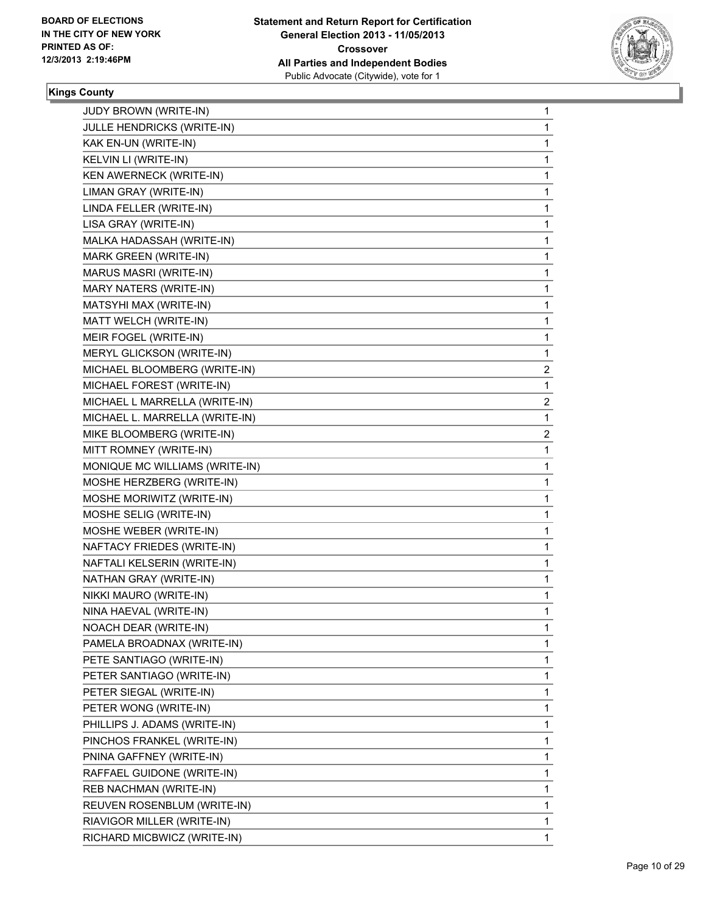**Kings County**

| | |
|---|---|
| JUDY BROWN (WRITE-IN) | 1 |
| JULLE HENDRICKS (WRITE-IN) | 1 |
| KAK EN-UN (WRITE-IN) | 1 |
| KELVIN LI (WRITE-IN) | 1 |
| KEN AWERNECK (WRITE-IN) | 1 |
| LIMAN GRAY (WRITE-IN) | 1 |
| LINDA FELLER (WRITE-IN) | 1 |
| LISA GRAY (WRITE-IN) | 1 |
| MALKA HADASSAH (WRITE-IN) | 1 |
| MARK GREEN (WRITE-IN) | 1 |
| MARUS MASRI (WRITE-IN) | 1 |
| MARY NATERS (WRITE-IN) | 1 |
| MATSYHI MAX (WRITE-IN) | 1 |
| MATT WELCH (WRITE-IN) | 1 |
| MEIR FOGEL (WRITE-IN) | 1 |
| MERYL GLICKSON (WRITE-IN) | 1 |
| MICHAEL BLOOMBERG (WRITE-IN) | 2 |
| MICHAEL FOREST (WRITE-IN) | 1 |
| MICHAEL L MARRELLA (WRITE-IN) | 2 |
| MICHAEL L. MARRELLA (WRITE-IN) | 1 |
| MIKE BLOOMBERG (WRITE-IN) | 2 |
| MITT ROMNEY (WRITE-IN) | 1 |
| MONIQUE MC WILLIAMS (WRITE-IN) | 1 |
| MOSHE HERZBERG (WRITE-IN) | 1 |
| MOSHE MORIWITZ (WRITE-IN) | 1 |
| MOSHE SELIG (WRITE-IN) | 1 |
| MOSHE WEBER (WRITE-IN) | 1 |
| NAFTACY FRIEDES (WRITE-IN) | 1 |
| NAFTALI KELSERIN (WRITE-IN) | 1 |
| NATHAN GRAY (WRITE-IN) | 1 |
| NIKKI MAURO (WRITE-IN) | 1 |
| NINA HAEVAL (WRITE-IN) | 1 |
| NOACH DEAR (WRITE-IN) | 1 |
| PAMELA BROADNAX (WRITE-IN) | 1 |
| PETE SANTIAGO (WRITE-IN) | 1 |
| PETER SANTIAGO (WRITE-IN) | 1 |
| PETER SIEGAL (WRITE-IN) | 1 |
| PETER WONG (WRITE-IN) | 1 |
| PHILLIPS J. ADAMS (WRITE-IN) | 1 |
| PINCHOS FRANKEL (WRITE-IN) | 1 |
| PNINA GAFFNEY (WRITE-IN) | 1 |
| RAFFAEL GUIDONE (WRITE-IN) | 1 |
| REB NACHMAN (WRITE-IN) | 1 |
| REUVEN ROSENBLUM (WRITE-IN) | 1 |
| RIAVIGOR MILLER (WRITE-IN) | 1 |
| RICHARD MICBWICZ (WRITE-IN) | 1 |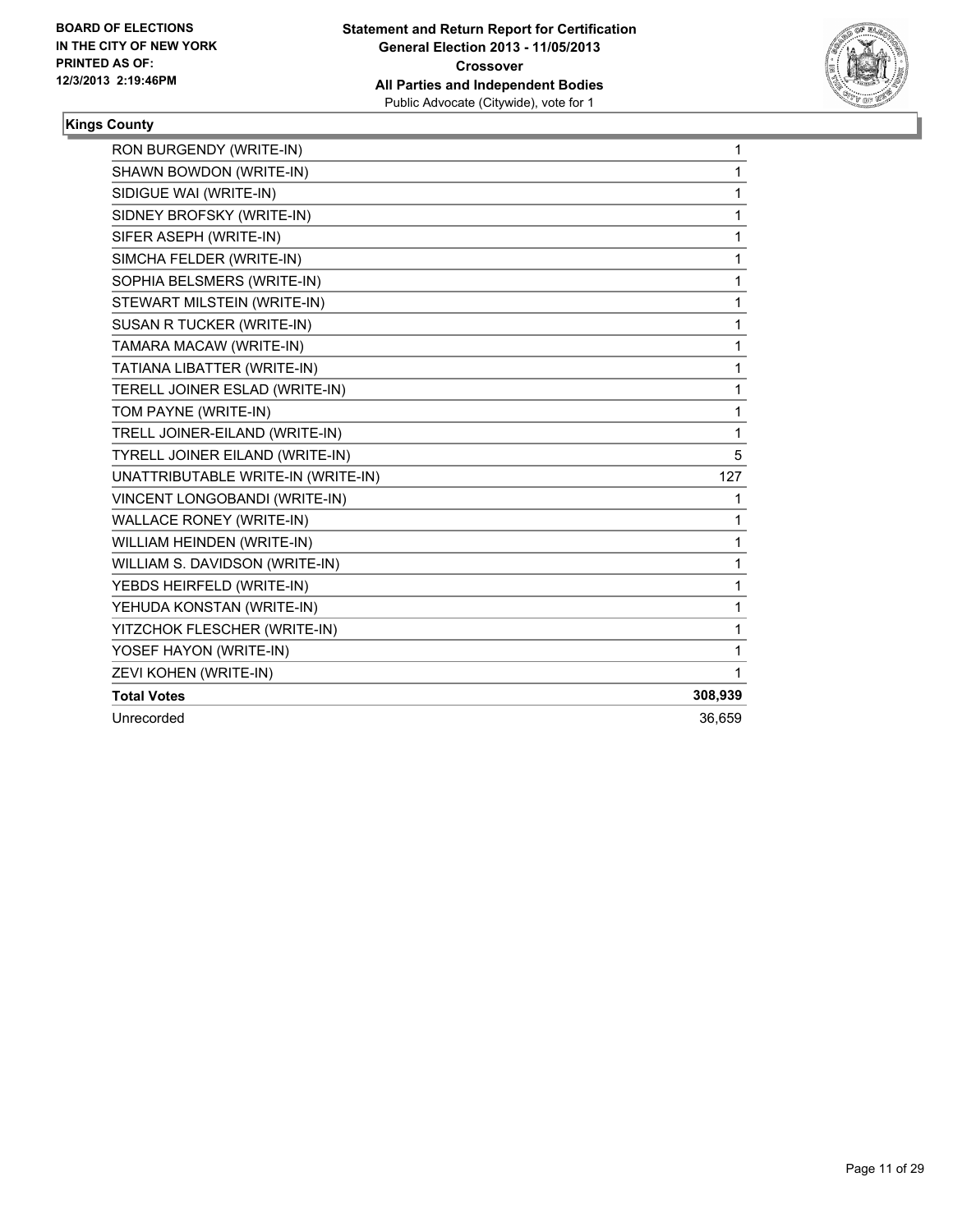**BOARD OF ELECTIONS IN THE CITY OF NEW YORK PRINTED AS OF: 12/3/2013 2:19:46PM**

**Statement and Return Report for Certification General Election 2013 - 11/05/2013 Crossover All Parties and Independent Bodies**
Public Advocate (Citywide), vote for 1

**Kings County**

| | |
|---|---|
| RON BURGENDY (WRITE-IN) | 1 |
| SHAWN BOWDON (WRITE-IN) | 1 |
| SIDIGUE WAI (WRITE-IN) | 1 |
| SIDNEY BROFSKY (WRITE-IN) | 1 |
| SIFER ASEPH (WRITE-IN) | 1 |
| SIMCHA FELDER (WRITE-IN) | 1 |
| SOPHIA BELSMERS (WRITE-IN) | 1 |
| STEWART MILSTEIN (WRITE-IN) | 1 |
| SUSAN R TUCKER (WRITE-IN) | 1 |
| TAMARA MACAW (WRITE-IN) | 1 |
| TATIANA LIBATTER (WRITE-IN) | 1 |
| TERELL JOINER ESLAD (WRITE-IN) | 1 |
| TOM PAYNE (WRITE-IN) | 1 |
| TRELL JOINER-EILAND (WRITE-IN) | 1 |
| TYRELL JOINER EILAND (WRITE-IN) | 5 |
| UNATTRIBUTABLE WRITE-IN (WRITE-IN) | 127 |
| VINCENT LONGOBANDI (WRITE-IN) | 1 |
| WALLACE RONEY (WRITE-IN) | 1 |
| WILLIAM HEINDEN (WRITE-IN) | 1 |
| WILLIAM S. DAVIDSON (WRITE-IN) | 1 |
| YEBDS HEIRFELD (WRITE-IN) | 1 |
| YEHUDA KONSTAN (WRITE-IN) | 1 |
| YITZCHOK FLESCHER (WRITE-IN) | 1 |
| YOSEF HAYON (WRITE-IN) | 1 |
| ZEVI KOHEN (WRITE-IN) | 1 |
| **Total Votes** | **308,939** |
| Unrecorded | 36,659 |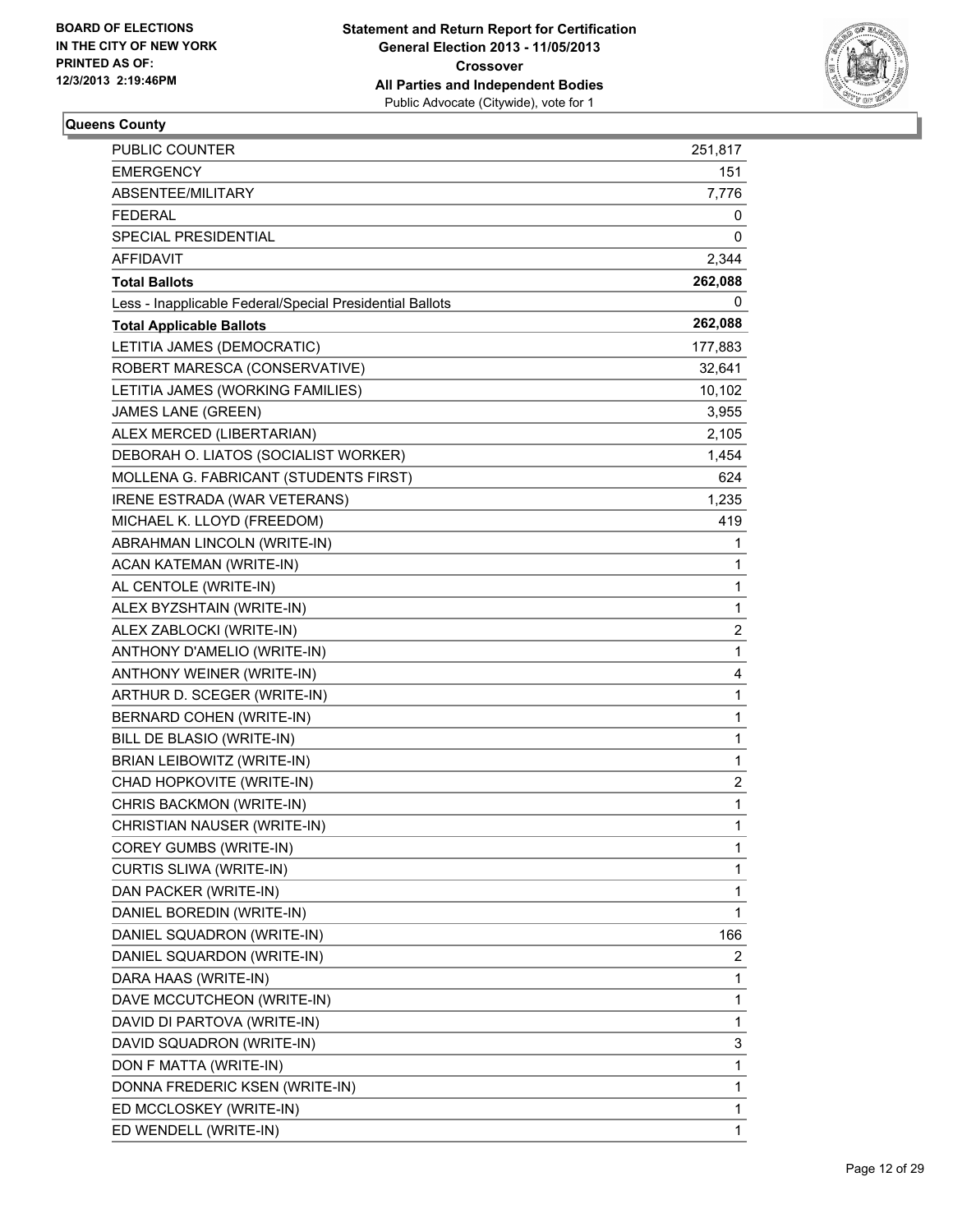**Queens County**

| | |
|---|---|
| PUBLIC COUNTER | 251,817 |
| EMERGENCY | 151 |
| ABSENTEE/MILITARY | 7,776 |
| FEDERAL | 0 |
| SPECIAL PRESIDENTIAL | 0 |
| AFFIDAVIT | 2,344 |
| **Total Ballots** | **262,088** |
| Less - Inapplicable Federal/Special Presidential Ballots | 0 |
| **Total Applicable Ballots** | **262,088** |
| LETITIA JAMES (DEMOCRATIC) | 177,883 |
| ROBERT MARESCA (CONSERVATIVE) | 32,641 |
| LETITIA JAMES (WORKING FAMILIES) | 10,102 |
| JAMES LANE (GREEN) | 3,955 |
| ALEX MERCED (LIBERTARIAN) | 2,105 |
| DEBORAH O. LIATOS (SOCIALIST WORKER) | 1,454 |
| MOLLENA G. FABRICANT (STUDENTS FIRST) | 624 |
| IRENE ESTRADA (WAR VETERANS) | 1,235 |
| MICHAEL K. LLOYD (FREEDOM) | 419 |
| ABRAHMAN LINCOLN (WRITE-IN) | 1 |
| ACAN KATEMAN (WRITE-IN) | 1 |
| AL CENTOLE (WRITE-IN) | 1 |
| ALEX BYZSHTAIN (WRITE-IN) | 1 |
| ALEX ZABLOCKI (WRITE-IN) | 2 |
| ANTHONY D'AMELIO (WRITE-IN) | 1 |
| ANTHONY WEINER (WRITE-IN) | 4 |
| ARTHUR D. SCEGER (WRITE-IN) | 1 |
| BERNARD COHEN (WRITE-IN) | 1 |
| BILL DE BLASIO (WRITE-IN) | 1 |
| BRIAN LEIBOWITZ (WRITE-IN) | 1 |
| CHAD HOPKOVITE (WRITE-IN) | 2 |
| CHRIS BACKMON (WRITE-IN) | 1 |
| CHRISTIAN NAUSER (WRITE-IN) | 1 |
| COREY GUMBS (WRITE-IN) | 1 |
| CURTIS SLIWA (WRITE-IN) | 1 |
| DAN PACKER (WRITE-IN) | 1 |
| DANIEL BOREDIN (WRITE-IN) | 1 |
| DANIEL SQUADRON (WRITE-IN) | 166 |
| DANIEL SQUARDON (WRITE-IN) | 2 |
| DARA HAAS (WRITE-IN) | 1 |
| DAVE MCCUTCHEON (WRITE-IN) | 1 |
| DAVID DI PARTOVA (WRITE-IN) | 1 |
| DAVID SQUADRON (WRITE-IN) | 3 |
| DON F MATTA (WRITE-IN) | 1 |
| DONNA FREDERIC KSEN (WRITE-IN) | 1 |
| ED MCCLOSKEY (WRITE-IN) | 1 |
| ED WENDELL (WRITE-IN) | 1 |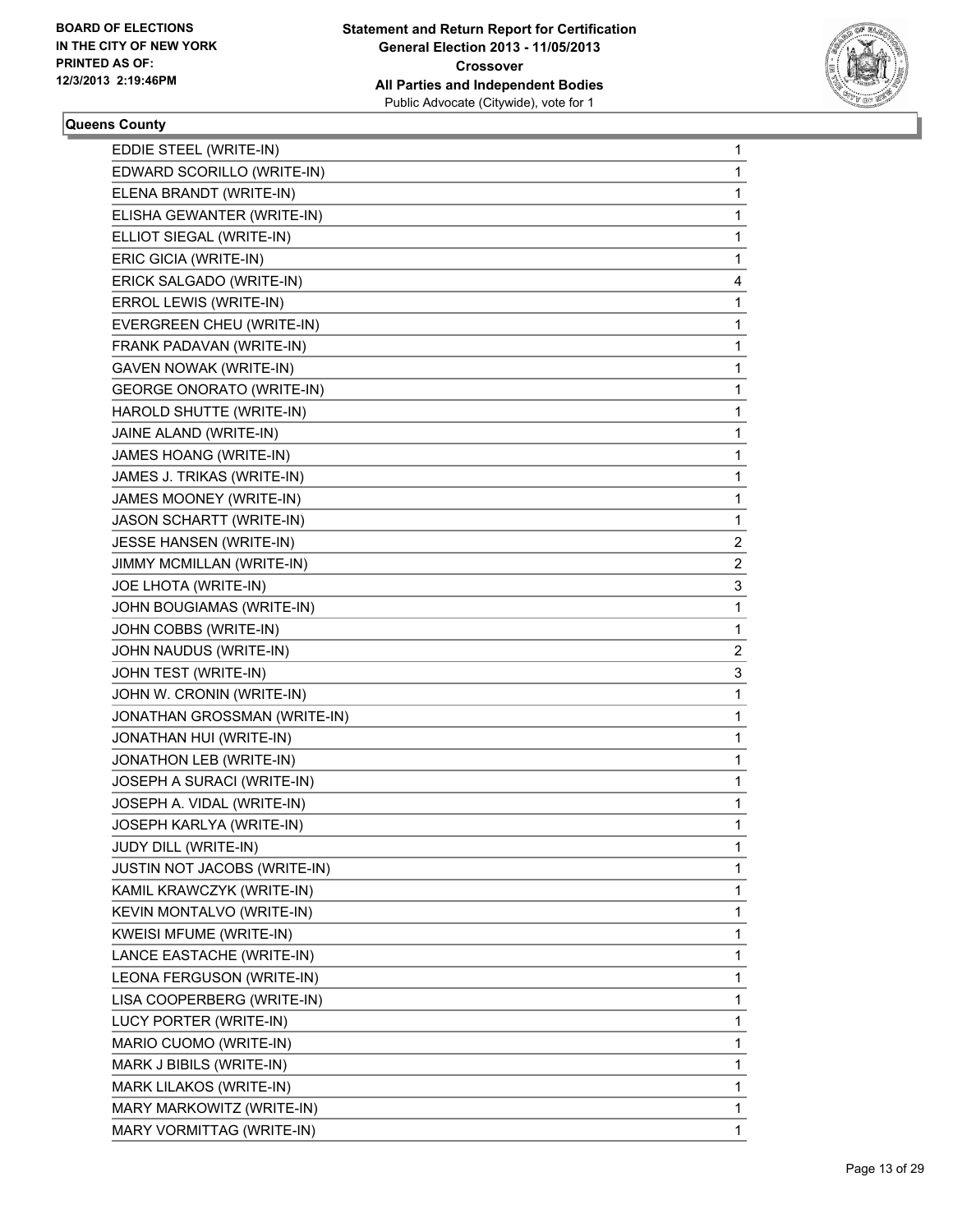**BOARD OF ELECTIONS IN THE CITY OF NEW YORK PRINTED AS OF: 12/3/2013 2:19:46PM**

**Statement and Return Report for Certification General Election 2013 - 11/05/2013 Crossover All Parties and Independent Bodies** Public Advocate (Citywide), vote for 1

**Queens County**

| | |
|---|---|
| EDDIE STEEL (WRITE-IN) | 1 |
| EDWARD SCORILLO (WRITE-IN) | 1 |
| ELENA BRANDT (WRITE-IN) | 1 |
| ELISHA GEWANTER (WRITE-IN) | 1 |
| ELLIOT SIEGAL (WRITE-IN) | 1 |
| ERIC GICIA (WRITE-IN) | 1 |
| ERICK SALGADO (WRITE-IN) | 4 |
| ERROL LEWIS (WRITE-IN) | 1 |
| EVERGREEN CHEU (WRITE-IN) | 1 |
| FRANK PADAVAN (WRITE-IN) | 1 |
| GAVEN NOWAK (WRITE-IN) | 1 |
| GEORGE ONORATO (WRITE-IN) | 1 |
| HAROLD SHUTTE (WRITE-IN) | 1 |
| JAINE ALAND (WRITE-IN) | 1 |
| JAMES HOANG (WRITE-IN) | 1 |
| JAMES J. TRIKAS (WRITE-IN) | 1 |
| JAMES MOONEY (WRITE-IN) | 1 |
| JASON SCHARTT (WRITE-IN) | 1 |
| JESSE HANSEN (WRITE-IN) | 2 |
| JIMMY MCMILLAN (WRITE-IN) | 2 |
| JOE LHOTA (WRITE-IN) | 3 |
| JOHN BOUGIAMAS (WRITE-IN) | 1 |
| JOHN COBBS (WRITE-IN) | 1 |
| JOHN NAUDUS (WRITE-IN) | 2 |
| JOHN TEST (WRITE-IN) | 3 |
| JOHN W. CRONIN (WRITE-IN) | 1 |
| JONATHAN GROSSMAN (WRITE-IN) | 1 |
| JONATHAN HUI (WRITE-IN) | 1 |
| JONATHON LEB (WRITE-IN) | 1 |
| JOSEPH A SURACI (WRITE-IN) | 1 |
| JOSEPH A. VIDAL (WRITE-IN) | 1 |
| JOSEPH KARLYA (WRITE-IN) | 1 |
| JUDY DILL (WRITE-IN) | 1 |
| JUSTIN NOT JACOBS (WRITE-IN) | 1 |
| KAMIL KRAWCZYK (WRITE-IN) | 1 |
| KEVIN MONTALVO (WRITE-IN) | 1 |
| KWEISI MFUME (WRITE-IN) | 1 |
| LANCE EASTACHE (WRITE-IN) | 1 |
| LEONA FERGUSON (WRITE-IN) | 1 |
| LISA COOPERBERG (WRITE-IN) | 1 |
| LUCY PORTER (WRITE-IN) | 1 |
| MARIO CUOMO (WRITE-IN) | 1 |
| MARK J BIBILS (WRITE-IN) | 1 |
| MARK LILAKOS (WRITE-IN) | 1 |
| MARY MARKOWITZ (WRITE-IN) | 1 |
| MARY VORMITTAG (WRITE-IN) | 1 |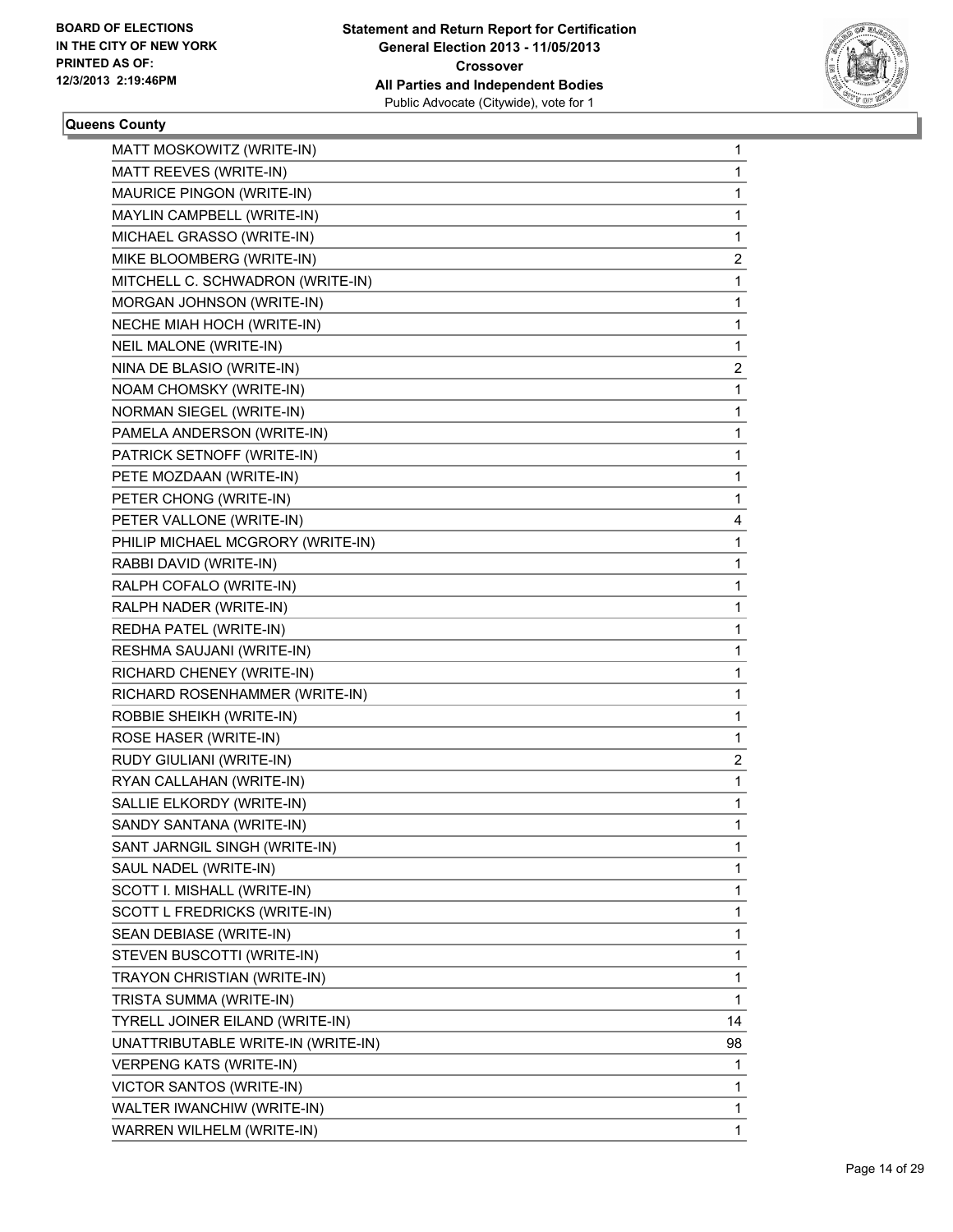**BOARD OF ELECTIONS IN THE CITY OF NEW YORK PRINTED AS OF: 12/3/2013 2:19:46PM**

**Statement and Return Report for Certification General Election 2013 - 11/05/2013 Crossover All Parties and Independent Bodies**
Public Advocate (Citywide), vote for 1

**Queens County**

| | |
|---|---|
| MATT MOSKOWITZ (WRITE-IN) | 1 |
| MATT REEVES (WRITE-IN) | 1 |
| MAURICE PINGON (WRITE-IN) | 1 |
| MAYLIN CAMPBELL (WRITE-IN) | 1 |
| MICHAEL GRASSO (WRITE-IN) | 1 |
| MIKE BLOOMBERG (WRITE-IN) | 2 |
| MITCHELL C. SCHWADRON (WRITE-IN) | 1 |
| MORGAN JOHNSON (WRITE-IN) | 1 |
| NECHE MIAH HOCH (WRITE-IN) | 1 |
| NEIL MALONE (WRITE-IN) | 1 |
| NINA DE BLASIO (WRITE-IN) | 2 |
| NOAM CHOMSKY (WRITE-IN) | 1 |
| NORMAN SIEGEL (WRITE-IN) | 1 |
| PAMELA ANDERSON (WRITE-IN) | 1 |
| PATRICK SETNOFF (WRITE-IN) | 1 |
| PETE MOZDAAN (WRITE-IN) | 1 |
| PETER CHONG (WRITE-IN) | 1 |
| PETER VALLONE (WRITE-IN) | 4 |
| PHILIP MICHAEL MCGRORY (WRITE-IN) | 1 |
| RABBI DAVID (WRITE-IN) | 1 |
| RALPH COFALO (WRITE-IN) | 1 |
| RALPH NADER (WRITE-IN) | 1 |
| REDHA PATEL (WRITE-IN) | 1 |
| RESHMA SAUJANI (WRITE-IN) | 1 |
| RICHARD CHENEY (WRITE-IN) | 1 |
| RICHARD ROSENHAMMER (WRITE-IN) | 1 |
| ROBBIE SHEIKH (WRITE-IN) | 1 |
| ROSE HASER (WRITE-IN) | 1 |
| RUDY GIULIANI (WRITE-IN) | 2 |
| RYAN CALLAHAN (WRITE-IN) | 1 |
| SALLIE ELKORDY (WRITE-IN) | 1 |
| SANDY SANTANA (WRITE-IN) | 1 |
| SANT JARNGIL SINGH (WRITE-IN) | 1 |
| SAUL NADEL (WRITE-IN) | 1 |
| SCOTT I. MISHALL (WRITE-IN) | 1 |
| SCOTT L FREDRICKS (WRITE-IN) | 1 |
| SEAN DEBIASE (WRITE-IN) | 1 |
| STEVEN BUSCOTTI (WRITE-IN) | 1 |
| TRAYON CHRISTIAN (WRITE-IN) | 1 |
| TRISTA SUMMA (WRITE-IN) | 1 |
| TYRELL JOINER EILAND (WRITE-IN) | 14 |
| UNATTRIBUTABLE WRITE-IN (WRITE-IN) | 98 |
| VERPENG KATS (WRITE-IN) | 1 |
| VICTOR SANTOS (WRITE-IN) | 1 |
| WALTER IWANCHIW (WRITE-IN) | 1 |
| WARREN WILHELM (WRITE-IN) | 1 |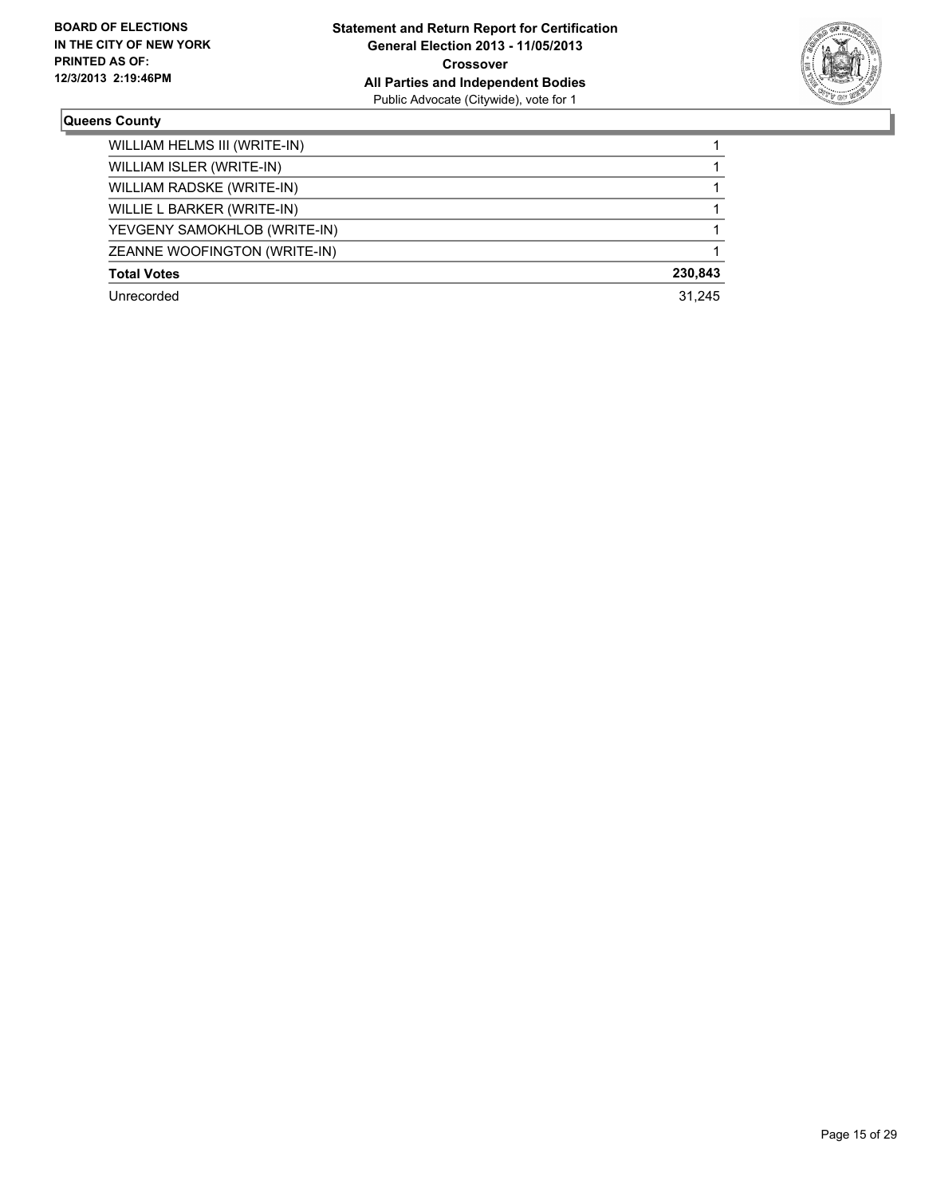**BOARD OF ELECTIONS IN THE CITY OF NEW YORK PRINTED AS OF: 12/3/2013 2:19:46PM**

**Statement and Return Report for Certification**
**General Election 2013 - 11/05/2013**
**Crossover**
**All Parties and Independent Bodies**
Public Advocate (Citywide), vote for 1

**Queens County**

| | |
|---|---|
| WILLIAM HELMS III (WRITE-IN) | 1 |
| WILLIAM ISLER (WRITE-IN) | 1 |
| WILLIAM RADSKE (WRITE-IN) | 1 |
| WILLIE L BARKER (WRITE-IN) | 1 |
| YEVGENY SAMOKHLOB (WRITE-IN) | 1 |
| ZEANNE WOOFINGTON (WRITE-IN) | 1 |
| **Total Votes** | **230,843** |
| Unrecorded | 31,245 |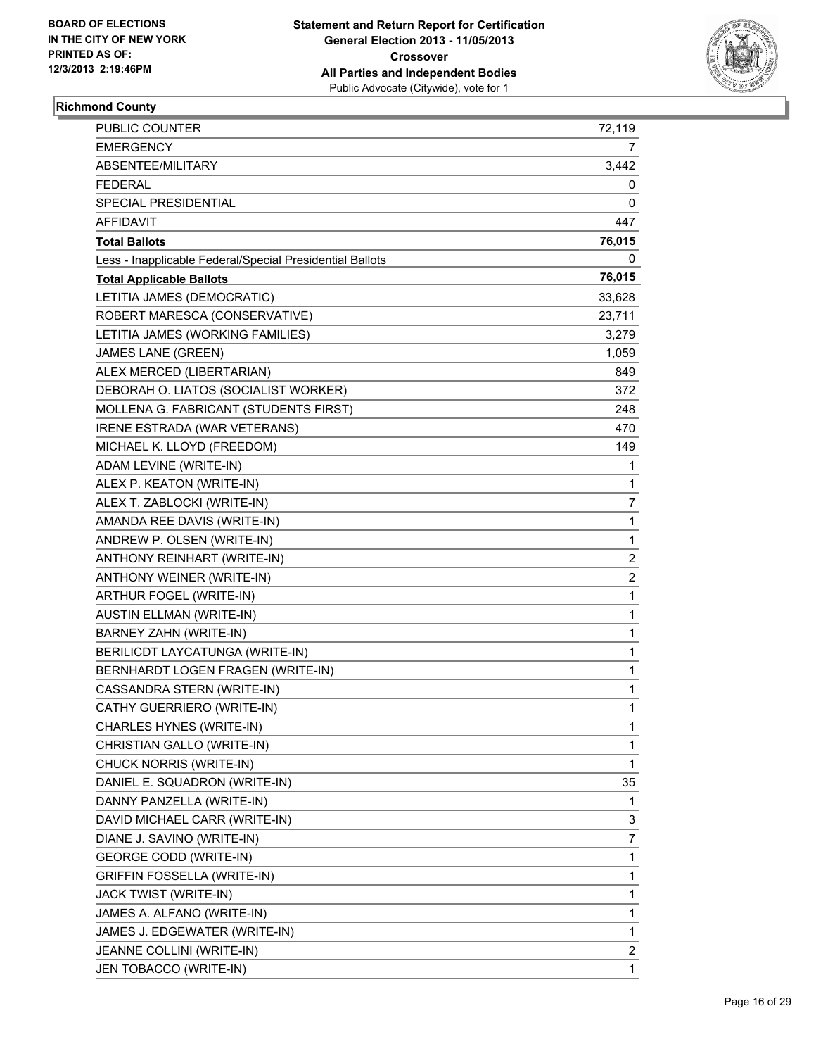BOARD OF ELECTIONS
IN THE CITY OF NEW YORK
PRINTED AS OF:
12/3/2013 2:19:46PM

**Statement and Return Report for Certification**
**General Election 2013 - 11/05/2013**
**Crossover**
**All Parties and Independent Bodies**
Public Advocate (Citywide), vote for 1

## Richmond County

| | |
|---|---|
| PUBLIC COUNTER | 72,119 |
| EMERGENCY | 7 |
| ABSENTEE/MILITARY | 3,442 |
| FEDERAL | 0 |
| SPECIAL PRESIDENTIAL | 0 |
| AFFIDAVIT | 447 |
| **Total Ballots** | **76,015** |
| Less - Inapplicable Federal/Special Presidential Ballots | 0 |
| **Total Applicable Ballots** | **76,015** |
| LETITIA JAMES (DEMOCRATIC) | 33,628 |
| ROBERT MARESCA (CONSERVATIVE) | 23,711 |
| LETITIA JAMES (WORKING FAMILIES) | 3,279 |
| JAMES LANE (GREEN) | 1,059 |
| ALEX MERCED (LIBERTARIAN) | 849 |
| DEBORAH O. LIATOS (SOCIALIST WORKER) | 372 |
| MOLLENA G. FABRICANT (STUDENTS FIRST) | 248 |
| IRENE ESTRADA (WAR VETERANS) | 470 |
| MICHAEL K. LLOYD (FREEDOM) | 149 |
| ADAM LEVINE (WRITE-IN) | 1 |
| ALEX P. KEATON (WRITE-IN) | 1 |
| ALEX T. ZABLOCKI (WRITE-IN) | 7 |
| AMANDA REE DAVIS (WRITE-IN) | 1 |
| ANDREW P. OLSEN (WRITE-IN) | 1 |
| ANTHONY REINHART (WRITE-IN) | 2 |
| ANTHONY WEINER (WRITE-IN) | 2 |
| ARTHUR FOGEL (WRITE-IN) | 1 |
| AUSTIN ELLMAN (WRITE-IN) | 1 |
| BARNEY ZAHN (WRITE-IN) | 1 |
| BERILICDT LAYCATUNGA (WRITE-IN) | 1 |
| BERNHARDT LOGEN FRAGEN (WRITE-IN) | 1 |
| CASSANDRA STERN (WRITE-IN) | 1 |
| CATHY GUERRIERO (WRITE-IN) | 1 |
| CHARLES HYNES (WRITE-IN) | 1 |
| CHRISTIAN GALLO (WRITE-IN) | 1 |
| CHUCK NORRIS (WRITE-IN) | 1 |
| DANIEL E. SQUADRON (WRITE-IN) | 35 |
| DANNY PANZELLA (WRITE-IN) | 1 |
| DAVID MICHAEL CARR (WRITE-IN) | 3 |
| DIANE J. SAVINO (WRITE-IN) | 7 |
| GEORGE CODD (WRITE-IN) | 1 |
| GRIFFIN FOSSELLA (WRITE-IN) | 1 |
| JACK TWIST (WRITE-IN) | 1 |
| JAMES A. ALFANO (WRITE-IN) | 1 |
| JAMES J. EDGEWATER (WRITE-IN) | 1 |
| JEANNE COLLINI (WRITE-IN) | 2 |
| JEN TOBACCO (WRITE-IN) | 1 |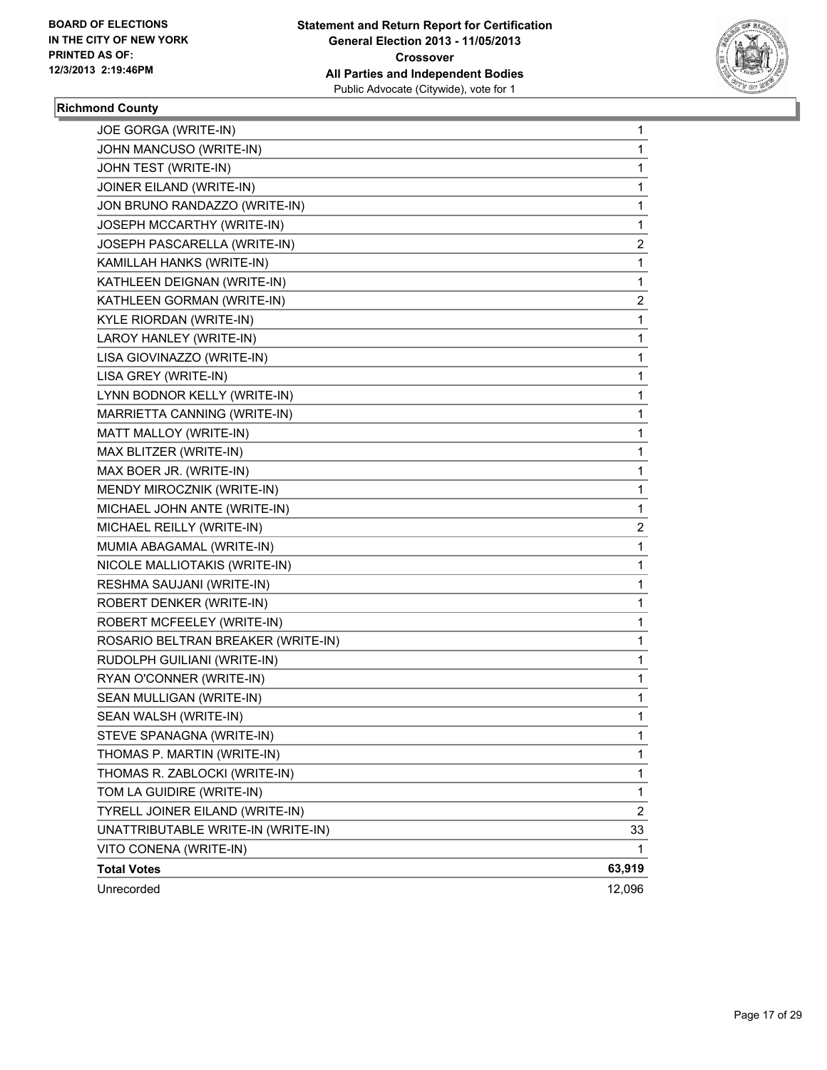**BOARD OF ELECTIONS IN THE CITY OF NEW YORK PRINTED AS OF: 12/3/2013 2:19:46PM**

**Statement and Return Report for Certification General Election 2013 - 11/05/2013 Crossover All Parties and Independent Bodies**
Public Advocate (Citywide), vote for 1

**Richmond County**

| | |
|---|---|
| JOE GORGA (WRITE-IN) | 1 |
| JOHN MANCUSO (WRITE-IN) | 1 |
| JOHN TEST (WRITE-IN) | 1 |
| JOINER EILAND (WRITE-IN) | 1 |
| JON BRUNO RANDAZZO (WRITE-IN) | 1 |
| JOSEPH MCCARTHY (WRITE-IN) | 1 |
| JOSEPH PASCARELLA (WRITE-IN) | 2 |
| KAMILLAH HANKS (WRITE-IN) | 1 |
| KATHLEEN DEIGNAN (WRITE-IN) | 1 |
| KATHLEEN GORMAN (WRITE-IN) | 2 |
| KYLE RIORDAN (WRITE-IN) | 1 |
| LAROY HANLEY (WRITE-IN) | 1 |
| LISA GIOVINAZZO (WRITE-IN) | 1 |
| LISA GREY (WRITE-IN) | 1 |
| LYNN BODNOR KELLY (WRITE-IN) | 1 |
| MARRIETTA CANNING (WRITE-IN) | 1 |
| MATT MALLOY (WRITE-IN) | 1 |
| MAX BLITZER (WRITE-IN) | 1 |
| MAX BOER JR. (WRITE-IN) | 1 |
| MENDY MIROCZNIK (WRITE-IN) | 1 |
| MICHAEL JOHN ANTE (WRITE-IN) | 1 |
| MICHAEL REILLY (WRITE-IN) | 2 |
| MUMIA ABAGAMAL (WRITE-IN) | 1 |
| NICOLE MALLIOTAKIS (WRITE-IN) | 1 |
| RESHMA SAUJANI (WRITE-IN) | 1 |
| ROBERT DENKER (WRITE-IN) | 1 |
| ROBERT MCFEELEY (WRITE-IN) | 1 |
| ROSARIO BELTRAN BREAKER (WRITE-IN) | 1 |
| RUDOLPH GUILIANI (WRITE-IN) | 1 |
| RYAN O'CONNER (WRITE-IN) | 1 |
| SEAN MULLIGAN (WRITE-IN) | 1 |
| SEAN WALSH (WRITE-IN) | 1 |
| STEVE SPANAGNA (WRITE-IN) | 1 |
| THOMAS P. MARTIN (WRITE-IN) | 1 |
| THOMAS R. ZABLOCKI (WRITE-IN) | 1 |
| TOM LA GUIDIRE (WRITE-IN) | 1 |
| TYRELL JOINER EILAND (WRITE-IN) | 2 |
| UNATTRIBUTABLE WRITE-IN (WRITE-IN) | 33 |
| VITO CONENA (WRITE-IN) | 1 |
| **Total Votes** | **63,919** |
| Unrecorded | 12,096 |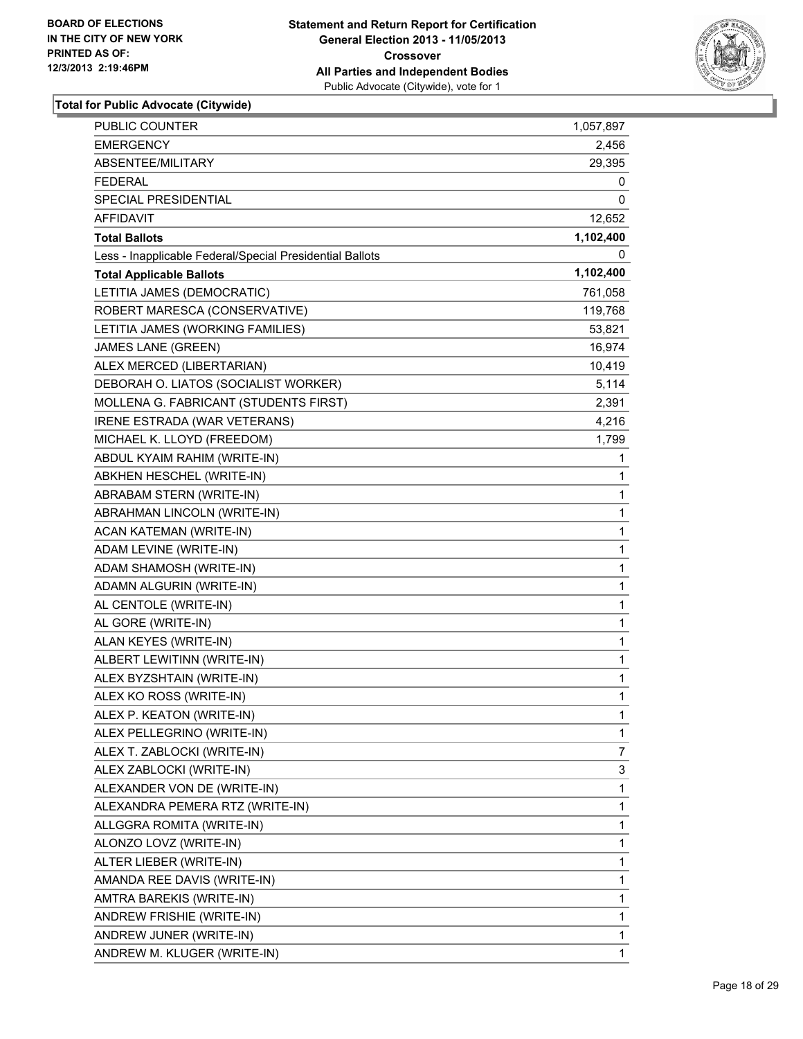BOARD OF ELECTIONS
IN THE CITY OF NEW YORK
PRINTED AS OF:
12/3/2013 2:19:46PM

**Statement and Return Report for Certification**
**General Election 2013 - 11/05/2013**
**Crossover**
**All Parties and Independent Bodies**
Public Advocate (Citywide), vote for 1

### Total for Public Advocate (Citywide)

| | |
|---|---|
| PUBLIC COUNTER | 1,057,897 |
| EMERGENCY | 2,456 |
| ABSENTEE/MILITARY | 29,395 |
| FEDERAL | 0 |
| SPECIAL PRESIDENTIAL | 0 |
| AFFIDAVIT | 12,652 |
| **Total Ballots** | **1,102,400** |
| Less - Inapplicable Federal/Special Presidential Ballots | 0 |
| **Total Applicable Ballots** | **1,102,400** |
| LETITIA JAMES (DEMOCRATIC) | 761,058 |
| ROBERT MARESCA (CONSERVATIVE) | 119,768 |
| LETITIA JAMES (WORKING FAMILIES) | 53,821 |
| JAMES LANE (GREEN) | 16,974 |
| ALEX MERCED (LIBERTARIAN) | 10,419 |
| DEBORAH O. LIATOS (SOCIALIST WORKER) | 5,114 |
| MOLLENA G. FABRICANT (STUDENTS FIRST) | 2,391 |
| IRENE ESTRADA (WAR VETERANS) | 4,216 |
| MICHAEL K. LLOYD (FREEDOM) | 1,799 |
| ABDUL KYAIM RAHIM (WRITE-IN) | 1 |
| ABKHEN HESCHEL (WRITE-IN) | 1 |
| ABRABAM STERN (WRITE-IN) | 1 |
| ABRAHMAN LINCOLN (WRITE-IN) | 1 |
| ACAN KATEMAN (WRITE-IN) | 1 |
| ADAM LEVINE (WRITE-IN) | 1 |
| ADAM SHAMOSH (WRITE-IN) | 1 |
| ADAMN ALGURIN (WRITE-IN) | 1 |
| AL CENTOLE (WRITE-IN) | 1 |
| AL GORE (WRITE-IN) | 1 |
| ALAN KEYES (WRITE-IN) | 1 |
| ALBERT LEWITINN (WRITE-IN) | 1 |
| ALEX BYZSHTAIN (WRITE-IN) | 1 |
| ALEX KO ROSS (WRITE-IN) | 1 |
| ALEX P. KEATON (WRITE-IN) | 1 |
| ALEX PELLEGRINO (WRITE-IN) | 1 |
| ALEX T. ZABLOCKI (WRITE-IN) | 7 |
| ALEX ZABLOCKI (WRITE-IN) | 3 |
| ALEXANDER VON DE (WRITE-IN) | 1 |
| ALEXANDRA PEMERA RTZ (WRITE-IN) | 1 |
| ALLGGRA ROMITA (WRITE-IN) | 1 |
| ALONZO LOVZ (WRITE-IN) | 1 |
| ALTER LIEBER (WRITE-IN) | 1 |
| AMANDA REE DAVIS (WRITE-IN) | 1 |
| AMTRA BAREKIS (WRITE-IN) | 1 |
| ANDREW FRISHIE (WRITE-IN) | 1 |
| ANDREW JUNER (WRITE-IN) | 1 |
| ANDREW M. KLUGER (WRITE-IN) | 1 |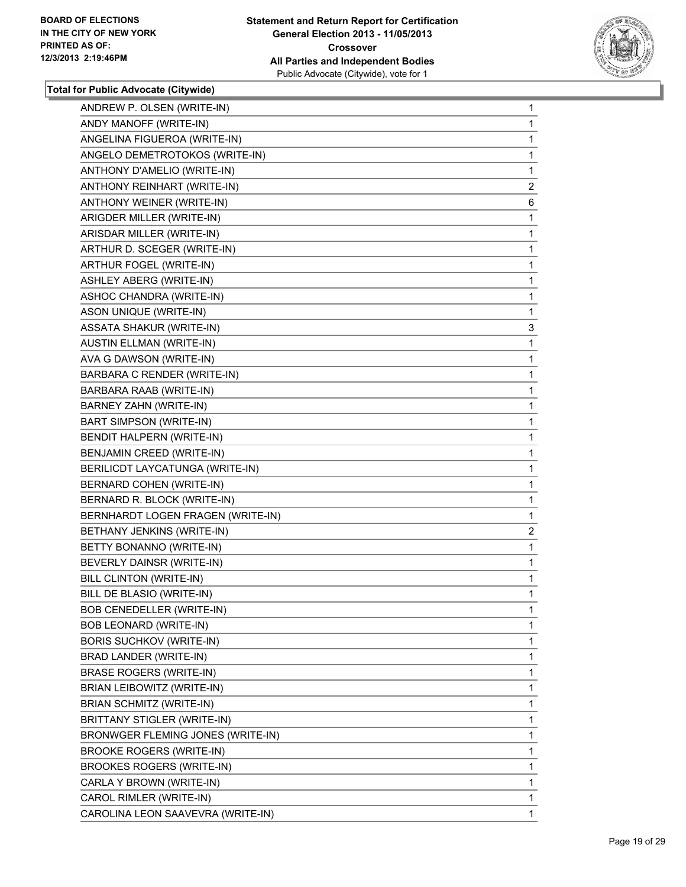**Total for Public Advocate (Citywide)**

| | |
|---|---|
| ANDREW P. OLSEN (WRITE-IN) | 1 |
| ANDY MANOFF (WRITE-IN) | 1 |
| ANGELINA FIGUEROA (WRITE-IN) | 1 |
| ANGELO DEMETROTOKOS (WRITE-IN) | 1 |
| ANTHONY D'AMELIO (WRITE-IN) | 1 |
| ANTHONY REINHART (WRITE-IN) | 2 |
| ANTHONY WEINER (WRITE-IN) | 6 |
| ARIGDER MILLER (WRITE-IN) | 1 |
| ARISDAR MILLER (WRITE-IN) | 1 |
| ARTHUR D. SCEGER (WRITE-IN) | 1 |
| ARTHUR FOGEL (WRITE-IN) | 1 |
| ASHLEY ABERG (WRITE-IN) | 1 |
| ASHOC CHANDRA (WRITE-IN) | 1 |
| ASON UNIQUE (WRITE-IN) | 1 |
| ASSATA SHAKUR (WRITE-IN) | 3 |
| AUSTIN ELLMAN (WRITE-IN) | 1 |
| AVA G DAWSON (WRITE-IN) | 1 |
| BARBARA C RENDER (WRITE-IN) | 1 |
| BARBARA RAAB (WRITE-IN) | 1 |
| BARNEY ZAHN (WRITE-IN) | 1 |
| BART SIMPSON (WRITE-IN) | 1 |
| BENDIT HALPERN (WRITE-IN) | 1 |
| BENJAMIN CREED (WRITE-IN) | 1 |
| BERILICDT LAYCATUNGA (WRITE-IN) | 1 |
| BERNARD COHEN (WRITE-IN) | 1 |
| BERNARD R. BLOCK (WRITE-IN) | 1 |
| BERNHARDT LOGEN FRAGEN (WRITE-IN) | 1 |
| BETHANY JENKINS (WRITE-IN) | 2 |
| BETTY BONANNO (WRITE-IN) | 1 |
| BEVERLY DAINSR (WRITE-IN) | 1 |
| BILL CLINTON (WRITE-IN) | 1 |
| BILL DE BLASIO (WRITE-IN) | 1 |
| BOB CENEDELLER (WRITE-IN) | 1 |
| BOB LEONARD (WRITE-IN) | 1 |
| BORIS SUCHKOV (WRITE-IN) | 1 |
| BRAD LANDER (WRITE-IN) | 1 |
| BRASE ROGERS (WRITE-IN) | 1 |
| BRIAN LEIBOWITZ (WRITE-IN) | 1 |
| BRIAN SCHMITZ (WRITE-IN) | 1 |
| BRITTANY STIGLER (WRITE-IN) | 1 |
| BRONWGER FLEMING JONES (WRITE-IN) | 1 |
| BROOKE ROGERS (WRITE-IN) | 1 |
| BROOKES ROGERS (WRITE-IN) | 1 |
| CARLA Y BROWN (WRITE-IN) | 1 |
| CAROL RIMLER (WRITE-IN) | 1 |
| CAROLINA LEON SAAVEVRA (WRITE-IN) | 1 |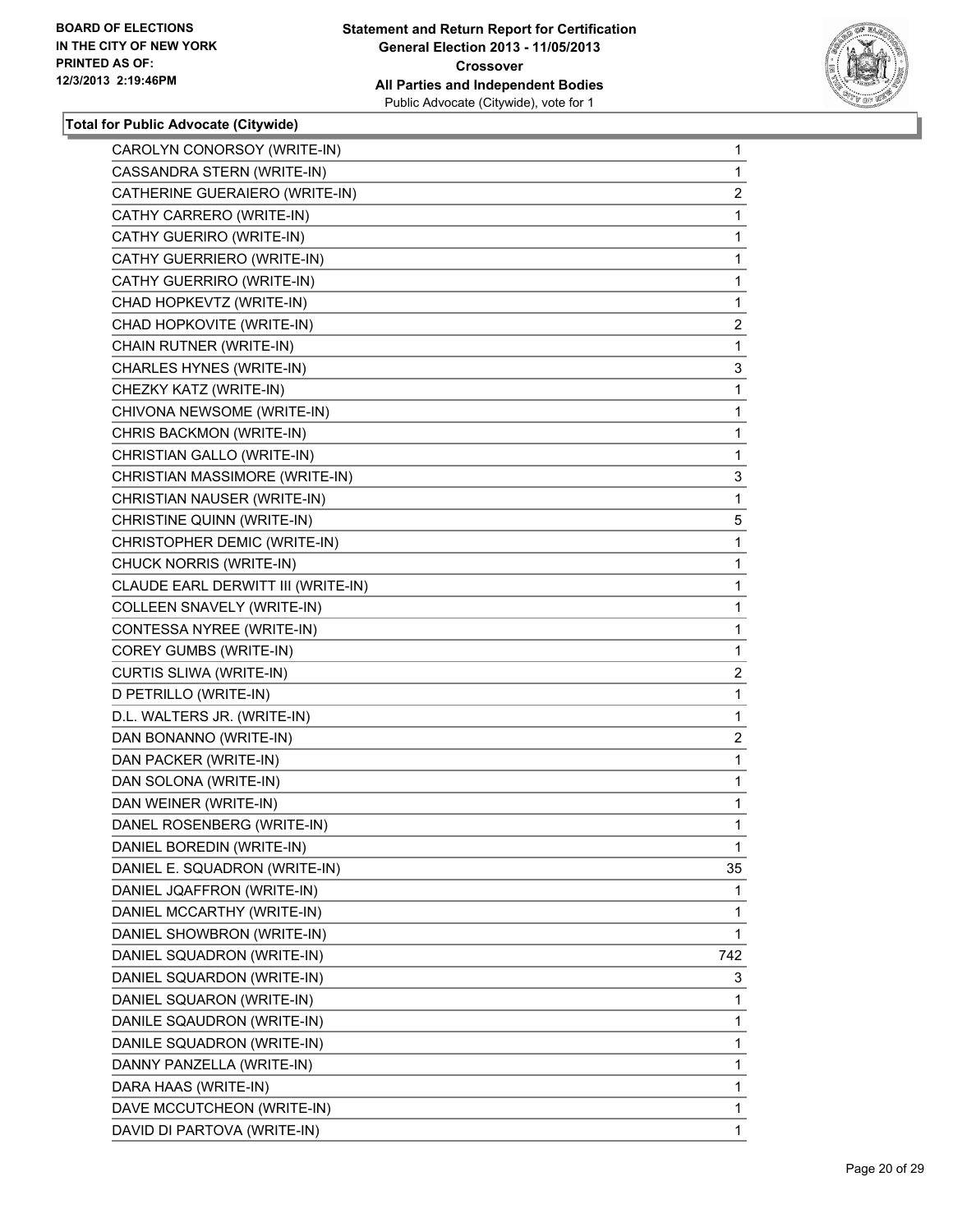**Total for Public Advocate (Citywide)**

| | |
|---|---|
| CAROLYN CONORSOY (WRITE-IN) | 1 |
| CASSANDRA STERN (WRITE-IN) | 1 |
| CATHERINE GUERAIERO (WRITE-IN) | 2 |
| CATHY CARRERO (WRITE-IN) | 1 |
| CATHY GUERIRO (WRITE-IN) | 1 |
| CATHY GUERRIERO (WRITE-IN) | 1 |
| CATHY GUERRIRO (WRITE-IN) | 1 |
| CHAD HOPKEVTZ (WRITE-IN) | 1 |
| CHAD HOPKOVITE (WRITE-IN) | 2 |
| CHAIN RUTNER (WRITE-IN) | 1 |
| CHARLES HYNES (WRITE-IN) | 3 |
| CHEZKY KATZ (WRITE-IN) | 1 |
| CHIVONA NEWSOME (WRITE-IN) | 1 |
| CHRIS BACKMON (WRITE-IN) | 1 |
| CHRISTIAN GALLO (WRITE-IN) | 1 |
| CHRISTIAN MASSIMORE (WRITE-IN) | 3 |
| CHRISTIAN NAUSER (WRITE-IN) | 1 |
| CHRISTINE QUINN (WRITE-IN) | 5 |
| CHRISTOPHER DEMIC (WRITE-IN) | 1 |
| CHUCK NORRIS (WRITE-IN) | 1 |
| CLAUDE EARL DERWITT III (WRITE-IN) | 1 |
| COLLEEN SNAVELY (WRITE-IN) | 1 |
| CONTESSA NYREE (WRITE-IN) | 1 |
| COREY GUMBS (WRITE-IN) | 1 |
| CURTIS SLIWA (WRITE-IN) | 2 |
| D PETRILLO (WRITE-IN) | 1 |
| D.L. WALTERS JR. (WRITE-IN) | 1 |
| DAN BONANNO (WRITE-IN) | 2 |
| DAN PACKER (WRITE-IN) | 1 |
| DAN SOLONA (WRITE-IN) | 1 |
| DAN WEINER (WRITE-IN) | 1 |
| DANEL ROSENBERG (WRITE-IN) | 1 |
| DANIEL BOREDIN (WRITE-IN) | 1 |
| DANIEL E. SQUADRON (WRITE-IN) | 35 |
| DANIEL JQAFFRON (WRITE-IN) | 1 |
| DANIEL MCCARTHY (WRITE-IN) | 1 |
| DANIEL SHOWBRON (WRITE-IN) | 1 |
| DANIEL SQUADRON (WRITE-IN) | 742 |
| DANIEL SQUARDON (WRITE-IN) | 3 |
| DANIEL SQUARON (WRITE-IN) | 1 |
| DANILE SQAUDRON (WRITE-IN) | 1 |
| DANILE SQUADRON (WRITE-IN) | 1 |
| DANNY PANZELLA (WRITE-IN) | 1 |
| DARA HAAS (WRITE-IN) | 1 |
| DAVE MCCUTCHEON (WRITE-IN) | 1 |
| DAVID DI PARTOVA (WRITE-IN) | 1 |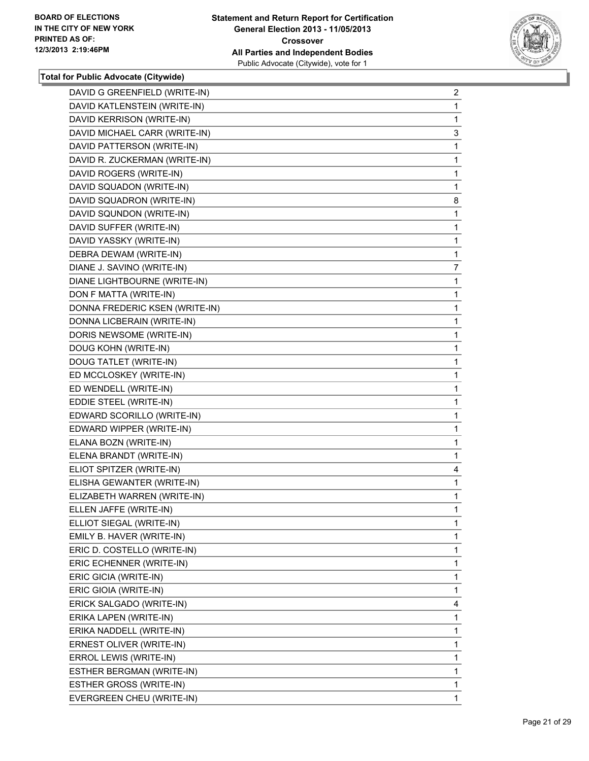**BOARD OF ELECTIONS IN THE CITY OF NEW YORK PRINTED AS OF: 12/3/2013 2:19:46PM**

**Statement and Return Report for Certification General Election 2013 - 11/05/2013 Crossover All Parties and Independent Bodies**
Public Advocate (Citywide), vote for 1

**Total for Public Advocate (Citywide)**

| | |
|---|---|
| DAVID G GREENFIELD (WRITE-IN) | 2 |
| DAVID KATLENSTEIN (WRITE-IN) | 1 |
| DAVID KERRISON (WRITE-IN) | 1 |
| DAVID MICHAEL CARR (WRITE-IN) | 3 |
| DAVID PATTERSON (WRITE-IN) | 1 |
| DAVID R. ZUCKERMAN (WRITE-IN) | 1 |
| DAVID ROGERS (WRITE-IN) | 1 |
| DAVID SQUADON (WRITE-IN) | 1 |
| DAVID SQUADRON (WRITE-IN) | 8 |
| DAVID SQUNDON (WRITE-IN) | 1 |
| DAVID SUFFER (WRITE-IN) | 1 |
| DAVID YASSKY (WRITE-IN) | 1 |
| DEBRA DEWAM (WRITE-IN) | 1 |
| DIANE J. SAVINO (WRITE-IN) | 7 |
| DIANE LIGHTBOURNE (WRITE-IN) | 1 |
| DON F MATTA (WRITE-IN) | 1 |
| DONNA FREDERIC KSEN (WRITE-IN) | 1 |
| DONNA LICBERAIN (WRITE-IN) | 1 |
| DORIS NEWSOME (WRITE-IN) | 1 |
| DOUG KOHN (WRITE-IN) | 1 |
| DOUG TATLET (WRITE-IN) | 1 |
| ED MCCLOSKEY (WRITE-IN) | 1 |
| ED WENDELL (WRITE-IN) | 1 |
| EDDIE STEEL (WRITE-IN) | 1 |
| EDWARD SCORILLO (WRITE-IN) | 1 |
| EDWARD WIPPER (WRITE-IN) | 1 |
| ELANA BOZN (WRITE-IN) | 1 |
| ELENA BRANDT (WRITE-IN) | 1 |
| ELIOT SPITZER (WRITE-IN) | 4 |
| ELISHA GEWANTER (WRITE-IN) | 1 |
| ELIZABETH WARREN (WRITE-IN) | 1 |
| ELLEN JAFFE (WRITE-IN) | 1 |
| ELLIOT SIEGAL (WRITE-IN) | 1 |
| EMILY B. HAVER (WRITE-IN) | 1 |
| ERIC D. COSTELLO (WRITE-IN) | 1 |
| ERIC ECHENNER (WRITE-IN) | 1 |
| ERIC GICIA (WRITE-IN) | 1 |
| ERIC GIOIA (WRITE-IN) | 1 |
| ERICK SALGADO (WRITE-IN) | 4 |
| ERIKA LAPEN (WRITE-IN) | 1 |
| ERIKA NADDELL (WRITE-IN) | 1 |
| ERNEST OLIVER (WRITE-IN) | 1 |
| ERROL LEWIS (WRITE-IN) | 1 |
| ESTHER BERGMAN (WRITE-IN) | 1 |
| ESTHER GROSS (WRITE-IN) | 1 |
| EVERGREEN CHEU (WRITE-IN) | 1 |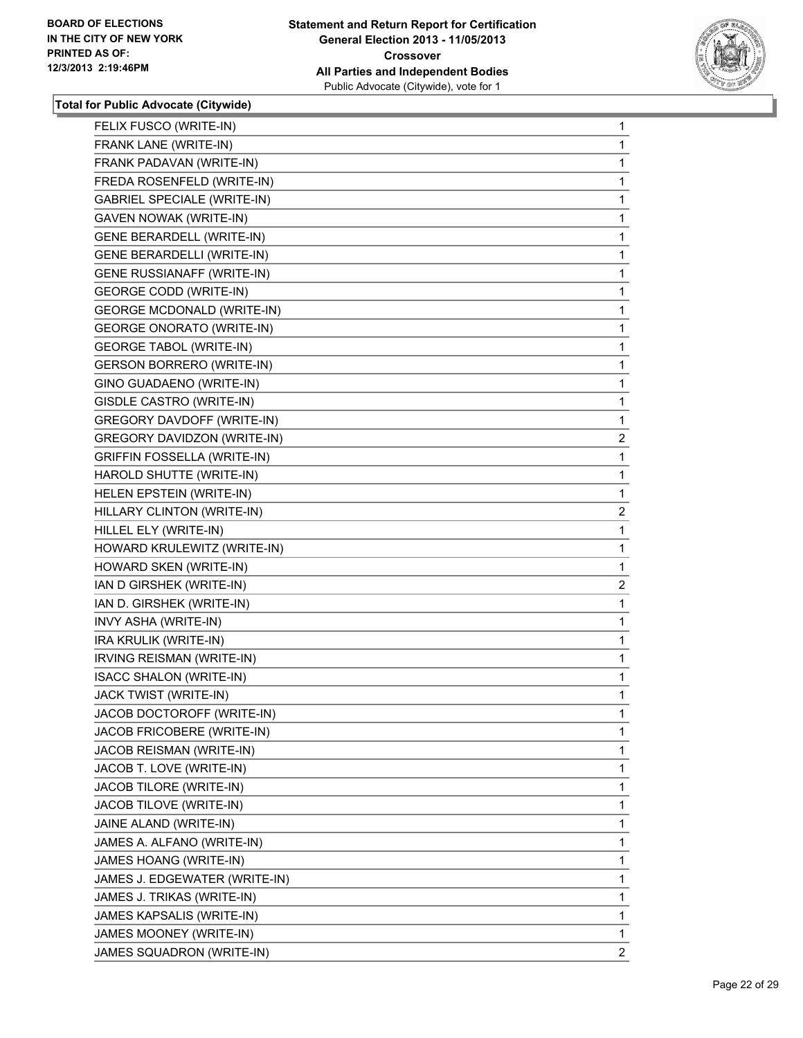**Total for Public Advocate (Citywide)**

| Candidate | Votes |
|---|---|
| FELIX FUSCO (WRITE-IN) | 1 |
| FRANK LANE (WRITE-IN) | 1 |
| FRANK PADAVAN (WRITE-IN) | 1 |
| FREDA ROSENFELD (WRITE-IN) | 1 |
| GABRIEL SPECIALE (WRITE-IN) | 1 |
| GAVEN NOWAK (WRITE-IN) | 1 |
| GENE BERARDELL (WRITE-IN) | 1 |
| GENE BERARDELLI (WRITE-IN) | 1 |
| GENE RUSSIANAFF (WRITE-IN) | 1 |
| GEORGE CODD (WRITE-IN) | 1 |
| GEORGE MCDONALD (WRITE-IN) | 1 |
| GEORGE ONORATO (WRITE-IN) | 1 |
| GEORGE TABOL (WRITE-IN) | 1 |
| GERSON BORRERO (WRITE-IN) | 1 |
| GINO GUADAENO (WRITE-IN) | 1 |
| GISDLE CASTRO (WRITE-IN) | 1 |
| GREGORY DAVDOFF (WRITE-IN) | 1 |
| GREGORY DAVIDZON (WRITE-IN) | 2 |
| GRIFFIN FOSSELLA (WRITE-IN) | 1 |
| HAROLD SHUTTE (WRITE-IN) | 1 |
| HELEN EPSTEIN (WRITE-IN) | 1 |
| HILLARY CLINTON (WRITE-IN) | 2 |
| HILLEL ELY (WRITE-IN) | 1 |
| HOWARD KRULEWITZ (WRITE-IN) | 1 |
| HOWARD SKEN (WRITE-IN) | 1 |
| IAN D GIRSHEK (WRITE-IN) | 2 |
| IAN D. GIRSHEK (WRITE-IN) | 1 |
| INVY ASHA (WRITE-IN) | 1 |
| IRA KRULIK (WRITE-IN) | 1 |
| IRVING REISMAN (WRITE-IN) | 1 |
| ISACC SHALON (WRITE-IN) | 1 |
| JACK TWIST (WRITE-IN) | 1 |
| JACOB DOCTOROFF (WRITE-IN) | 1 |
| JACOB FRICOBERE (WRITE-IN) | 1 |
| JACOB REISMAN (WRITE-IN) | 1 |
| JACOB T. LOVE (WRITE-IN) | 1 |
| JACOB TILORE (WRITE-IN) | 1 |
| JACOB TILOVE (WRITE-IN) | 1 |
| JAINE ALAND (WRITE-IN) | 1 |
| JAMES A. ALFANO (WRITE-IN) | 1 |
| JAMES HOANG (WRITE-IN) | 1 |
| JAMES J. EDGEWATER (WRITE-IN) | 1 |
| JAMES J. TRIKAS (WRITE-IN) | 1 |
| JAMES KAPSALIS (WRITE-IN) | 1 |
| JAMES MOONEY (WRITE-IN) | 1 |
| JAMES SQUADRON (WRITE-IN) | 2 |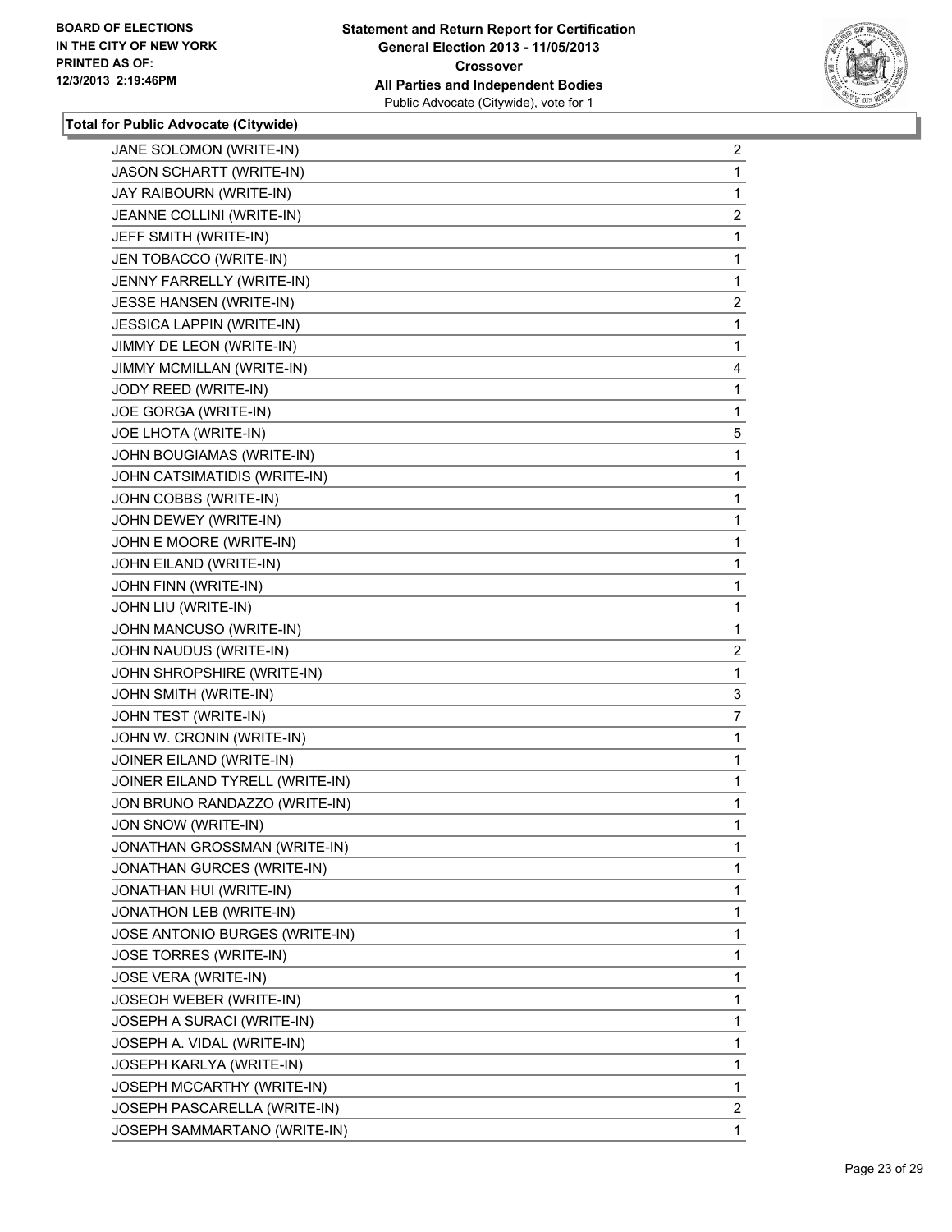**Total for Public Advocate (Citywide)**

| | |
|---|---|
| JANE SOLOMON (WRITE-IN) | 2 |
| JASON SCHARTT (WRITE-IN) | 1 |
| JAY RAIBOURN (WRITE-IN) | 1 |
| JEANNE COLLINI (WRITE-IN) | 2 |
| JEFF SMITH (WRITE-IN) | 1 |
| JEN TOBACCO (WRITE-IN) | 1 |
| JENNY FARRELLY (WRITE-IN) | 1 |
| JESSE HANSEN (WRITE-IN) | 2 |
| JESSICA LAPPIN (WRITE-IN) | 1 |
| JIMMY DE LEON (WRITE-IN) | 1 |
| JIMMY MCMILLAN (WRITE-IN) | 4 |
| JODY REED (WRITE-IN) | 1 |
| JOE GORGA (WRITE-IN) | 1 |
| JOE LHOTA (WRITE-IN) | 5 |
| JOHN BOUGIAMAS (WRITE-IN) | 1 |
| JOHN CATSIMATIDIS (WRITE-IN) | 1 |
| JOHN COBBS (WRITE-IN) | 1 |
| JOHN DEWEY (WRITE-IN) | 1 |
| JOHN E MOORE (WRITE-IN) | 1 |
| JOHN EILAND (WRITE-IN) | 1 |
| JOHN FINN (WRITE-IN) | 1 |
| JOHN LIU (WRITE-IN) | 1 |
| JOHN MANCUSO (WRITE-IN) | 1 |
| JOHN NAUDUS (WRITE-IN) | 2 |
| JOHN SHROPSHIRE (WRITE-IN) | 1 |
| JOHN SMITH (WRITE-IN) | 3 |
| JOHN TEST (WRITE-IN) | 7 |
| JOHN W. CRONIN (WRITE-IN) | 1 |
| JOINER EILAND (WRITE-IN) | 1 |
| JOINER EILAND TYRELL (WRITE-IN) | 1 |
| JON BRUNO RANDAZZO (WRITE-IN) | 1 |
| JON SNOW (WRITE-IN) | 1 |
| JONATHAN GROSSMAN (WRITE-IN) | 1 |
| JONATHAN GURCES (WRITE-IN) | 1 |
| JONATHAN HUI (WRITE-IN) | 1 |
| JONATHON LEB (WRITE-IN) | 1 |
| JOSE ANTONIO BURGES (WRITE-IN) | 1 |
| JOSE TORRES (WRITE-IN) | 1 |
| JOSE VERA (WRITE-IN) | 1 |
| JOSEOH WEBER (WRITE-IN) | 1 |
| JOSEPH A SURACI (WRITE-IN) | 1 |
| JOSEPH A. VIDAL (WRITE-IN) | 1 |
| JOSEPH KARLYA (WRITE-IN) | 1 |
| JOSEPH MCCARTHY (WRITE-IN) | 1 |
| JOSEPH PASCARELLA (WRITE-IN) | 2 |
| JOSEPH SAMMARTANO (WRITE-IN) | 1 |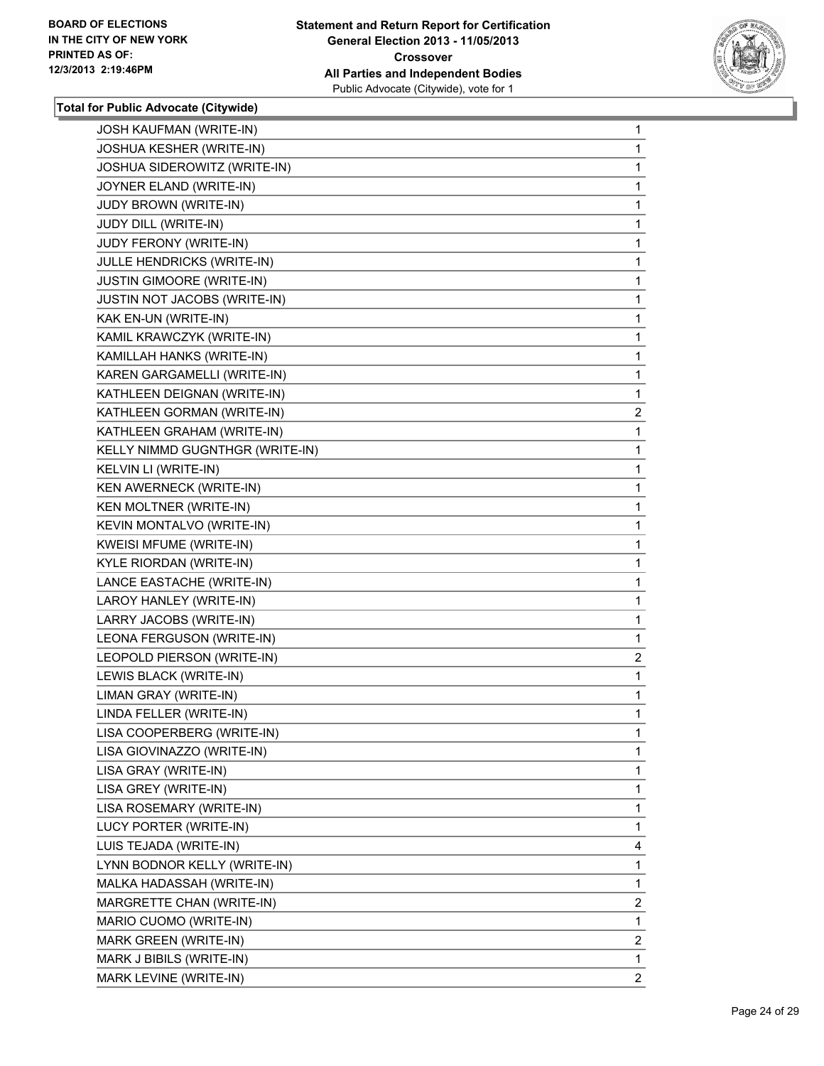BOARD OF ELECTIONS
IN THE CITY OF NEW YORK
PRINTED AS OF:
12/3/2013 2:19:46PM

**Statement and Return Report for Certification**
**General Election 2013 - 11/05/2013**
**Crossover**
**All Parties and Independent Bodies**
Public Advocate (Citywide), vote for 1

**Total for Public Advocate (Citywide)**

| | |
|---|---|
| JOSH KAUFMAN (WRITE-IN) | 1 |
| JOSHUA KESHER (WRITE-IN) | 1 |
| JOSHUA SIDEROWITZ (WRITE-IN) | 1 |
| JOYNER ELAND (WRITE-IN) | 1 |
| JUDY BROWN (WRITE-IN) | 1 |
| JUDY DILL (WRITE-IN) | 1 |
| JUDY FERONY (WRITE-IN) | 1 |
| JULLE HENDRICKS (WRITE-IN) | 1 |
| JUSTIN GIMOORE (WRITE-IN) | 1 |
| JUSTIN NOT JACOBS (WRITE-IN) | 1 |
| KAK EN-UN (WRITE-IN) | 1 |
| KAMIL KRAWCZYK (WRITE-IN) | 1 |
| KAMILLAH HANKS (WRITE-IN) | 1 |
| KAREN GARGAMELLI (WRITE-IN) | 1 |
| KATHLEEN DEIGNAN (WRITE-IN) | 1 |
| KATHLEEN GORMAN (WRITE-IN) | 2 |
| KATHLEEN GRAHAM (WRITE-IN) | 1 |
| KELLY NIMMD GUGNTHGR (WRITE-IN) | 1 |
| KELVIN LI (WRITE-IN) | 1 |
| KEN AWERNECK (WRITE-IN) | 1 |
| KEN MOLTNER (WRITE-IN) | 1 |
| KEVIN MONTALVO (WRITE-IN) | 1 |
| KWEISI MFUME (WRITE-IN) | 1 |
| KYLE RIORDAN (WRITE-IN) | 1 |
| LANCE EASTACHE (WRITE-IN) | 1 |
| LAROY HANLEY (WRITE-IN) | 1 |
| LARRY JACOBS (WRITE-IN) | 1 |
| LEONA FERGUSON (WRITE-IN) | 1 |
| LEOPOLD PIERSON (WRITE-IN) | 2 |
| LEWIS BLACK (WRITE-IN) | 1 |
| LIMAN GRAY (WRITE-IN) | 1 |
| LINDA FELLER (WRITE-IN) | 1 |
| LISA COOPERBERG (WRITE-IN) | 1 |
| LISA GIOVINAZZO (WRITE-IN) | 1 |
| LISA GRAY (WRITE-IN) | 1 |
| LISA GREY (WRITE-IN) | 1 |
| LISA ROSEMARY (WRITE-IN) | 1 |
| LUCY PORTER (WRITE-IN) | 1 |
| LUIS TEJADA (WRITE-IN) | 4 |
| LYNN BODNOR KELLY (WRITE-IN) | 1 |
| MALKA HADASSAH (WRITE-IN) | 1 |
| MARGRETTE CHAN (WRITE-IN) | 2 |
| MARIO CUOMO (WRITE-IN) | 1 |
| MARK GREEN (WRITE-IN) | 2 |
| MARK J BIBILS (WRITE-IN) | 1 |
| MARK LEVINE (WRITE-IN) | 2 |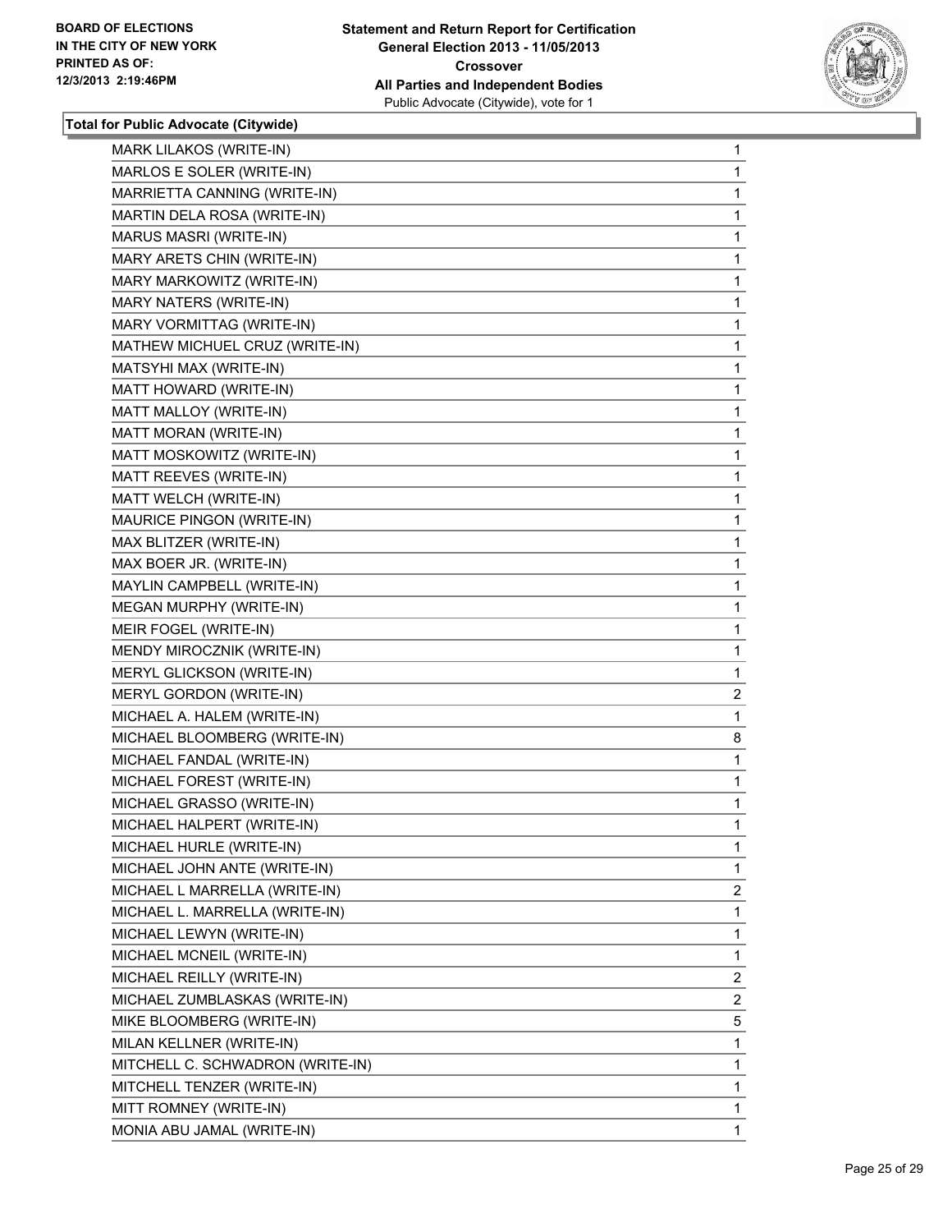**Statement and Return Report for Certification**
**General Election 2013 - 11/05/2013**
**Crossover**
**All Parties and Independent Bodies**
Public Advocate (Citywide), vote for 1

BOARD OF ELECTIONS
IN THE CITY OF NEW YORK
PRINTED AS OF:
12/3/2013 2:19:46PM

### Total for Public Advocate (Citywide)

| | |
|---|---|
| MARK LILAKOS (WRITE-IN) | 1 |
| MARLOS E SOLER (WRITE-IN) | 1 |
| MARRIETTA CANNING (WRITE-IN) | 1 |
| MARTIN DELA ROSA (WRITE-IN) | 1 |
| MARUS MASRI (WRITE-IN) | 1 |
| MARY ARETS CHIN (WRITE-IN) | 1 |
| MARY MARKOWITZ (WRITE-IN) | 1 |
| MARY NATERS (WRITE-IN) | 1 |
| MARY VORMITTAG (WRITE-IN) | 1 |
| MATHEW MICHUEL CRUZ (WRITE-IN) | 1 |
| MATSYHI MAX (WRITE-IN) | 1 |
| MATT HOWARD (WRITE-IN) | 1 |
| MATT MALLOY (WRITE-IN) | 1 |
| MATT MORAN (WRITE-IN) | 1 |
| MATT MOSKOWITZ (WRITE-IN) | 1 |
| MATT REEVES (WRITE-IN) | 1 |
| MATT WELCH (WRITE-IN) | 1 |
| MAURICE PINGON (WRITE-IN) | 1 |
| MAX BLITZER (WRITE-IN) | 1 |
| MAX BOER JR. (WRITE-IN) | 1 |
| MAYLIN CAMPBELL (WRITE-IN) | 1 |
| MEGAN MURPHY (WRITE-IN) | 1 |
| MEIR FOGEL (WRITE-IN) | 1 |
| MENDY MIROCZNIK (WRITE-IN) | 1 |
| MERYL GLICKSON (WRITE-IN) | 1 |
| MERYL GORDON (WRITE-IN) | 2 |
| MICHAEL A. HALEM (WRITE-IN) | 1 |
| MICHAEL BLOOMBERG (WRITE-IN) | 8 |
| MICHAEL FANDAL (WRITE-IN) | 1 |
| MICHAEL FOREST (WRITE-IN) | 1 |
| MICHAEL GRASSO (WRITE-IN) | 1 |
| MICHAEL HALPERT (WRITE-IN) | 1 |
| MICHAEL HURLE (WRITE-IN) | 1 |
| MICHAEL JOHN ANTE (WRITE-IN) | 1 |
| MICHAEL L MARRELLA (WRITE-IN) | 2 |
| MICHAEL L. MARRELLA (WRITE-IN) | 1 |
| MICHAEL LEWYN (WRITE-IN) | 1 |
| MICHAEL MCNEIL (WRITE-IN) | 1 |
| MICHAEL REILLY (WRITE-IN) | 2 |
| MICHAEL ZUMBLASKAS (WRITE-IN) | 2 |
| MIKE BLOOMBERG (WRITE-IN) | 5 |
| MILAN KELLNER (WRITE-IN) | 1 |
| MITCHELL C. SCHWADRON (WRITE-IN) | 1 |
| MITCHELL TENZER (WRITE-IN) | 1 |
| MITT ROMNEY (WRITE-IN) | 1 |
| MONIA ABU JAMAL (WRITE-IN) | 1 |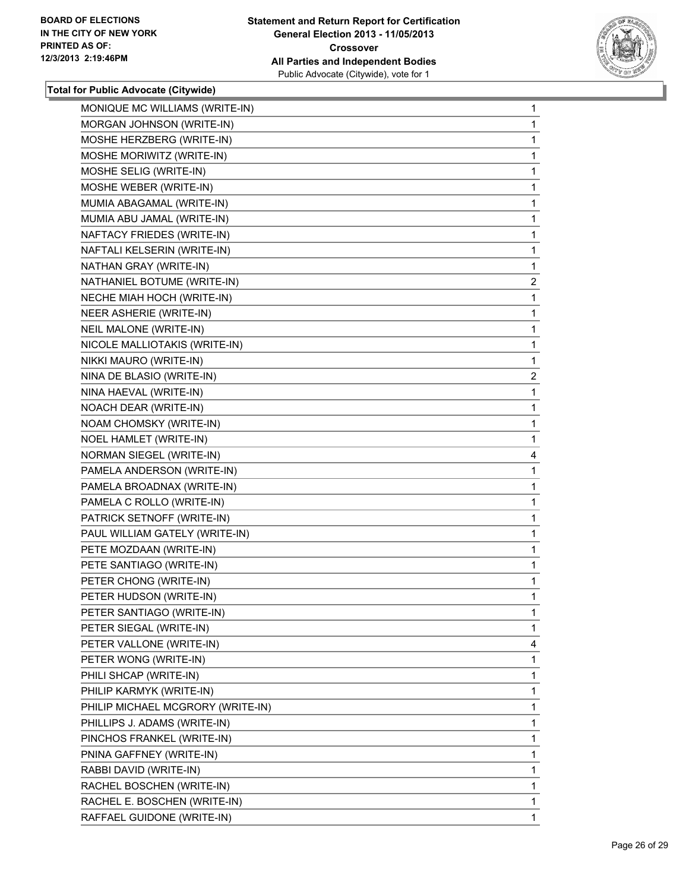**BOARD OF ELECTIONS IN THE CITY OF NEW YORK PRINTED AS OF: 12/3/2013 2:19:46PM**

**Statement and Return Report for Certification General Election 2013 - 11/05/2013 Crossover All Parties and Independent Bodies**
Public Advocate (Citywide), vote for 1

**Total for Public Advocate (Citywide)**

| | |
|---|---|
| MONIQUE MC WILLIAMS (WRITE-IN) | 1 |
| MORGAN JOHNSON (WRITE-IN) | 1 |
| MOSHE HERZBERG (WRITE-IN) | 1 |
| MOSHE MORIWITZ (WRITE-IN) | 1 |
| MOSHE SELIG (WRITE-IN) | 1 |
| MOSHE WEBER (WRITE-IN) | 1 |
| MUMIA ABAGAMAL (WRITE-IN) | 1 |
| MUMIA ABU JAMAL (WRITE-IN) | 1 |
| NAFTACY FRIEDES (WRITE-IN) | 1 |
| NAFTALI KELSERIN (WRITE-IN) | 1 |
| NATHAN GRAY (WRITE-IN) | 1 |
| NATHANIEL BOTUME (WRITE-IN) | 2 |
| NECHE MIAH HOCH (WRITE-IN) | 1 |
| NEER ASHERIE (WRITE-IN) | 1 |
| NEIL MALONE (WRITE-IN) | 1 |
| NICOLE MALLIOTAKIS (WRITE-IN) | 1 |
| NIKKI MAURO (WRITE-IN) | 1 |
| NINA DE BLASIO (WRITE-IN) | 2 |
| NINA HAEVAL (WRITE-IN) | 1 |
| NOACH DEAR (WRITE-IN) | 1 |
| NOAM CHOMSKY (WRITE-IN) | 1 |
| NOEL HAMLET (WRITE-IN) | 1 |
| NORMAN SIEGEL (WRITE-IN) | 4 |
| PAMELA ANDERSON (WRITE-IN) | 1 |
| PAMELA BROADNAX (WRITE-IN) | 1 |
| PAMELA C ROLLO (WRITE-IN) | 1 |
| PATRICK SETNOFF (WRITE-IN) | 1 |
| PAUL WILLIAM GATELY (WRITE-IN) | 1 |
| PETE MOZDAAN (WRITE-IN) | 1 |
| PETE SANTIAGO (WRITE-IN) | 1 |
| PETER CHONG (WRITE-IN) | 1 |
| PETER HUDSON (WRITE-IN) | 1 |
| PETER SANTIAGO (WRITE-IN) | 1 |
| PETER SIEGAL (WRITE-IN) | 1 |
| PETER VALLONE (WRITE-IN) | 4 |
| PETER WONG (WRITE-IN) | 1 |
| PHILI SHCAP (WRITE-IN) | 1 |
| PHILIP KARMYK (WRITE-IN) | 1 |
| PHILIP MICHAEL MCGRORY (WRITE-IN) | 1 |
| PHILLIPS J. ADAMS (WRITE-IN) | 1 |
| PINCHOS FRANKEL (WRITE-IN) | 1 |
| PNINA GAFFNEY (WRITE-IN) | 1 |
| RABBI DAVID (WRITE-IN) | 1 |
| RACHEL BOSCHEN (WRITE-IN) | 1 |
| RACHEL E. BOSCHEN (WRITE-IN) | 1 |
| RAFFAEL GUIDONE (WRITE-IN) | 1 |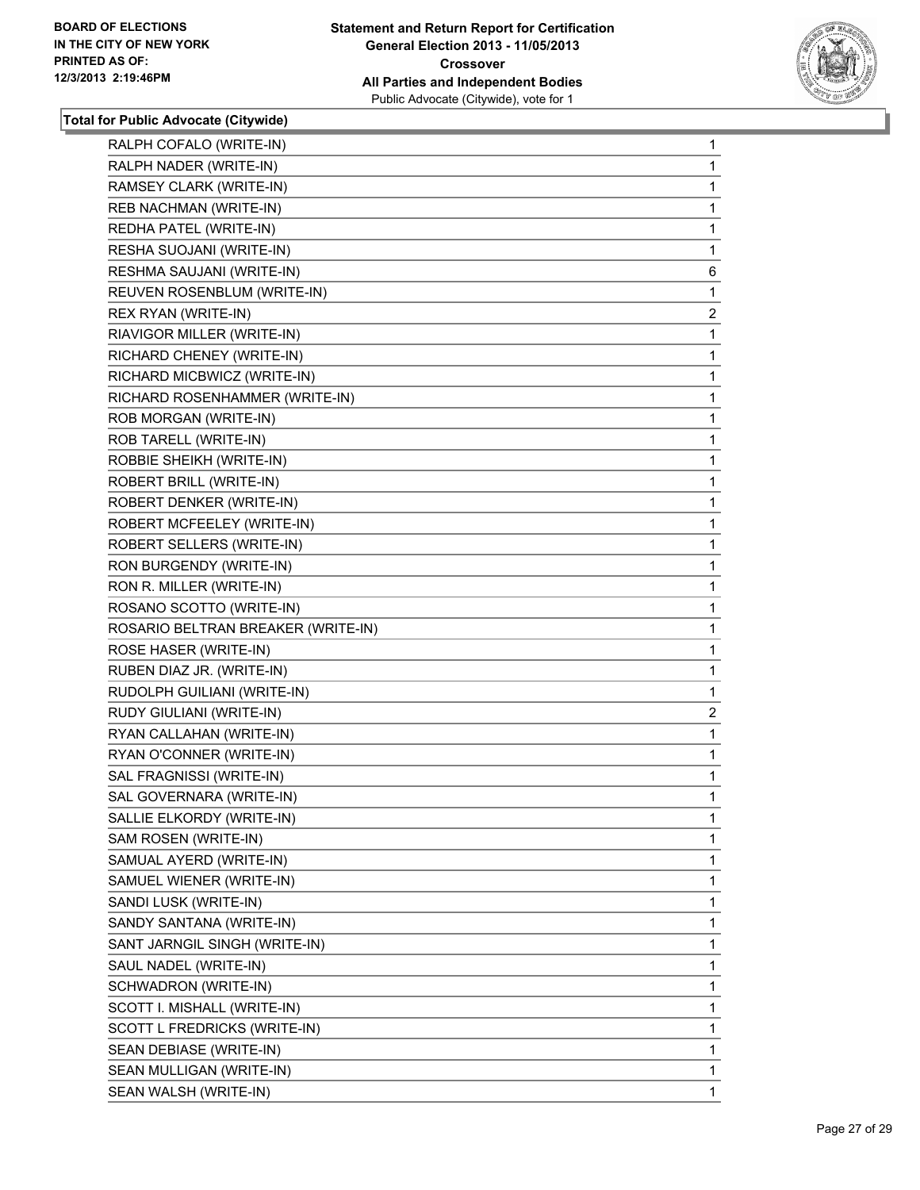**Total for Public Advocate (Citywide)**

| | |
|---|---|
| RALPH COFALO (WRITE-IN) | 1 |
| RALPH NADER (WRITE-IN) | 1 |
| RAMSEY CLARK (WRITE-IN) | 1 |
| REB NACHMAN (WRITE-IN) | 1 |
| REDHA PATEL (WRITE-IN) | 1 |
| RESHA SUOJANI (WRITE-IN) | 1 |
| RESHMA SAUJANI (WRITE-IN) | 6 |
| REUVEN ROSENBLUM (WRITE-IN) | 1 |
| REX RYAN (WRITE-IN) | 2 |
| RIAVIGOR MILLER (WRITE-IN) | 1 |
| RICHARD CHENEY (WRITE-IN) | 1 |
| RICHARD MICBWICZ (WRITE-IN) | 1 |
| RICHARD ROSENHAMMER (WRITE-IN) | 1 |
| ROB MORGAN (WRITE-IN) | 1 |
| ROB TARELL (WRITE-IN) | 1 |
| ROBBIE SHEIKH (WRITE-IN) | 1 |
| ROBERT BRILL (WRITE-IN) | 1 |
| ROBERT DENKER (WRITE-IN) | 1 |
| ROBERT MCFEELEY (WRITE-IN) | 1 |
| ROBERT SELLERS (WRITE-IN) | 1 |
| RON BURGENDY (WRITE-IN) | 1 |
| RON R. MILLER (WRITE-IN) | 1 |
| ROSANO SCOTTO (WRITE-IN) | 1 |
| ROSARIO BELTRAN BREAKER (WRITE-IN) | 1 |
| ROSE HASER (WRITE-IN) | 1 |
| RUBEN DIAZ JR. (WRITE-IN) | 1 |
| RUDOLPH GUILIANI (WRITE-IN) | 1 |
| RUDY GIULIANI (WRITE-IN) | 2 |
| RYAN CALLAHAN (WRITE-IN) | 1 |
| RYAN O'CONNER (WRITE-IN) | 1 |
| SAL FRAGNISSI (WRITE-IN) | 1 |
| SAL GOVERNARA (WRITE-IN) | 1 |
| SALLIE ELKORDY (WRITE-IN) | 1 |
| SAM ROSEN (WRITE-IN) | 1 |
| SAMUAL AYERD (WRITE-IN) | 1 |
| SAMUEL WIENER (WRITE-IN) | 1 |
| SANDI LUSK (WRITE-IN) | 1 |
| SANDY SANTANA (WRITE-IN) | 1 |
| SANT JARNGIL SINGH (WRITE-IN) | 1 |
| SAUL NADEL (WRITE-IN) | 1 |
| SCHWADRON (WRITE-IN) | 1 |
| SCOTT I. MISHALL (WRITE-IN) | 1 |
| SCOTT L FREDRICKS (WRITE-IN) | 1 |
| SEAN DEBIASE (WRITE-IN) | 1 |
| SEAN MULLIGAN (WRITE-IN) | 1 |
| SEAN WALSH (WRITE-IN) | 1 |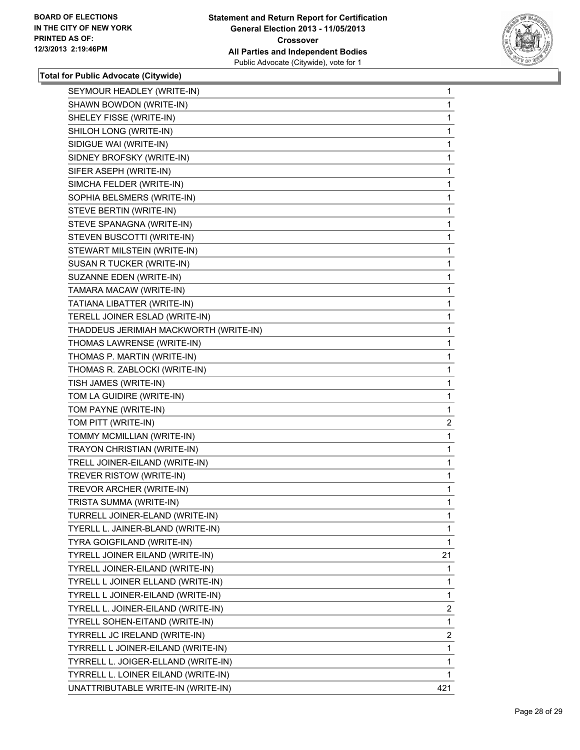**BOARD OF ELECTIONS IN THE CITY OF NEW YORK PRINTED AS OF: 12/3/2013 2:19:46PM**

**Statement and Return Report for Certification General Election 2013 - 11/05/2013 Crossover All Parties and Independent Bodies**
Public Advocate (Citywide), vote for 1

**Total for Public Advocate (Citywide)**

| | |
|---|---|
| SEYMOUR HEADLEY (WRITE-IN) | 1 |
| SHAWN BOWDON (WRITE-IN) | 1 |
| SHELEY FISSE (WRITE-IN) | 1 |
| SHILOH LONG (WRITE-IN) | 1 |
| SIDIGUE WAI (WRITE-IN) | 1 |
| SIDNEY BROFSKY (WRITE-IN) | 1 |
| SIFER ASEPH (WRITE-IN) | 1 |
| SIMCHA FELDER (WRITE-IN) | 1 |
| SOPHIA BELSMERS (WRITE-IN) | 1 |
| STEVE BERTIN (WRITE-IN) | 1 |
| STEVE SPANAGNA (WRITE-IN) | 1 |
| STEVEN BUSCOTTI (WRITE-IN) | 1 |
| STEWART MILSTEIN (WRITE-IN) | 1 |
| SUSAN R TUCKER (WRITE-IN) | 1 |
| SUZANNE EDEN (WRITE-IN) | 1 |
| TAMARA MACAW (WRITE-IN) | 1 |
| TATIANA LIBATTER (WRITE-IN) | 1 |
| TERELL JOINER ESLAD (WRITE-IN) | 1 |
| THADDEUS JERIMIAH MACKWORTH (WRITE-IN) | 1 |
| THOMAS LAWRENSE (WRITE-IN) | 1 |
| THOMAS P. MARTIN (WRITE-IN) | 1 |
| THOMAS R. ZABLOCKI (WRITE-IN) | 1 |
| TISH JAMES (WRITE-IN) | 1 |
| TOM LA GUIDIRE (WRITE-IN) | 1 |
| TOM PAYNE (WRITE-IN) | 1 |
| TOM PITT (WRITE-IN) | 2 |
| TOMMY MCMILLIAN (WRITE-IN) | 1 |
| TRAYON CHRISTIAN (WRITE-IN) | 1 |
| TRELL JOINER-EILAND (WRITE-IN) | 1 |
| TREVER RISTOW (WRITE-IN) | 1 |
| TREVOR ARCHER (WRITE-IN) | 1 |
| TRISTA SUMMA (WRITE-IN) | 1 |
| TURRELL JOINER-ELAND (WRITE-IN) | 1 |
| TYERLL L. JAINER-BLAND (WRITE-IN) | 1 |
| TYRA GOIGFILAND (WRITE-IN) | 1 |
| TYRELL JOINER EILAND (WRITE-IN) | 21 |
| TYRELL JOINER-EILAND (WRITE-IN) | 1 |
| TYRELL L JOINER ELLAND (WRITE-IN) | 1 |
| TYRELL L JOINER-EILAND (WRITE-IN) | 1 |
| TYRELL L. JOINER-EILAND (WRITE-IN) | 2 |
| TYRELL SOHEN-EITAND (WRITE-IN) | 1 |
| TYRRELL JC IRELAND (WRITE-IN) | 2 |
| TYRRELL L JOINER-EILAND (WRITE-IN) | 1 |
| TYRRELL L. JOIGER-ELLAND (WRITE-IN) | 1 |
| TYRRELL L. LOINER EILAND (WRITE-IN) | 1 |
| UNATTRIBUTABLE WRITE-IN (WRITE-IN) | 421 |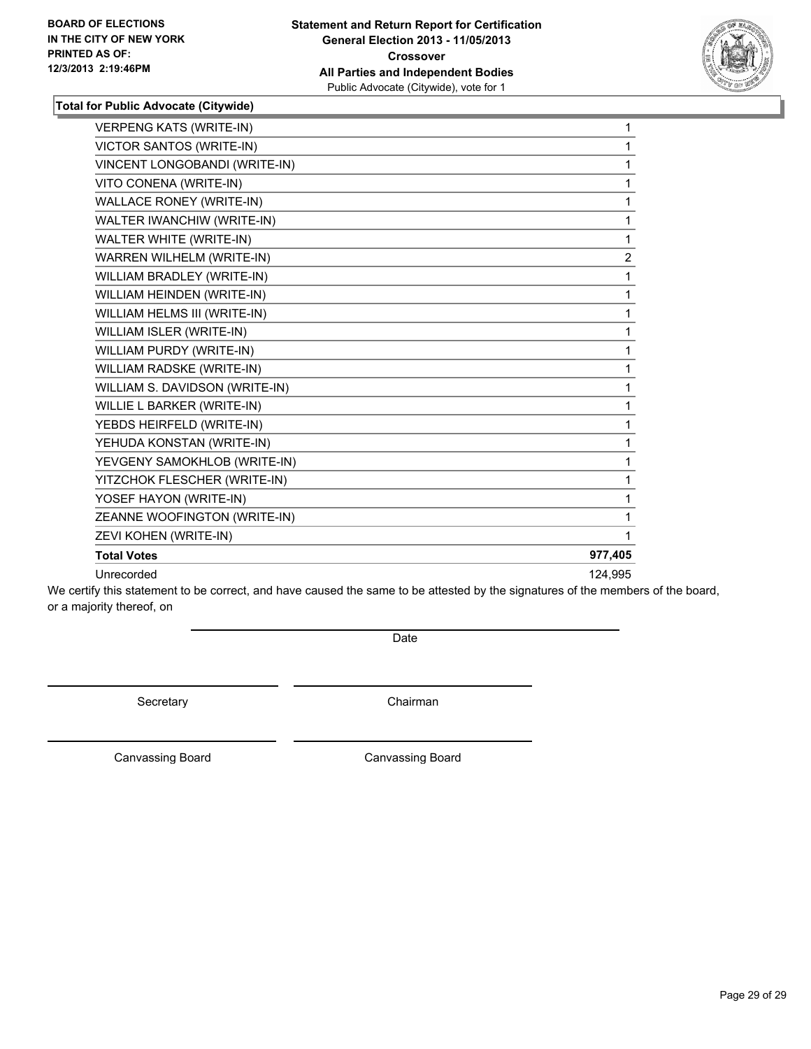**BOARD OF ELECTIONS IN THE CITY OF NEW YORK PRINTED AS OF: 12/3/2013 2:19:46PM**

**Statement and Return Report for Certification General Election 2013 - 11/05/2013 Crossover All Parties and Independent Bodies**
Public Advocate (Citywide), vote for 1

**Total for Public Advocate (Citywide)**

| | |
|---|---|
| VERPENG KATS (WRITE-IN) | 1 |
| VICTOR SANTOS (WRITE-IN) | 1 |
| VINCENT LONGOBANDI (WRITE-IN) | 1 |
| VITO CONENA (WRITE-IN) | 1 |
| WALLACE RONEY (WRITE-IN) | 1 |
| WALTER IWANCHIW (WRITE-IN) | 1 |
| WALTER WHITE (WRITE-IN) | 1 |
| WARREN WILHELM (WRITE-IN) | 2 |
| WILLIAM BRADLEY (WRITE-IN) | 1 |
| WILLIAM HEINDEN (WRITE-IN) | 1 |
| WILLIAM HELMS III (WRITE-IN) | 1 |
| WILLIAM ISLER (WRITE-IN) | 1 |
| WILLIAM PURDY (WRITE-IN) | 1 |
| WILLIAM RADSKE (WRITE-IN) | 1 |
| WILLIAM S. DAVIDSON (WRITE-IN) | 1 |
| WILLIE L BARKER (WRITE-IN) | 1 |
| YEBDS HEIRFELD (WRITE-IN) | 1 |
| YEHUDA KONSTAN (WRITE-IN) | 1 |
| YEVGENY SAMOKHLOB (WRITE-IN) | 1 |
| YITZCHOK FLESCHER (WRITE-IN) | 1 |
| YOSEF HAYON (WRITE-IN) | 1 |
| ZEANNE WOOFINGTON (WRITE-IN) | 1 |
| ZEVI KOHEN (WRITE-IN) | 1 |
| **Total Votes** | **977,405** |
| Unrecorded | 124,995 |

We certify this statement to be correct, and have caused the same to be attested by the signatures of the members of the board, or a majority thereof, on

Date

Secretary

Chairman

Canvassing Board

Canvassing Board